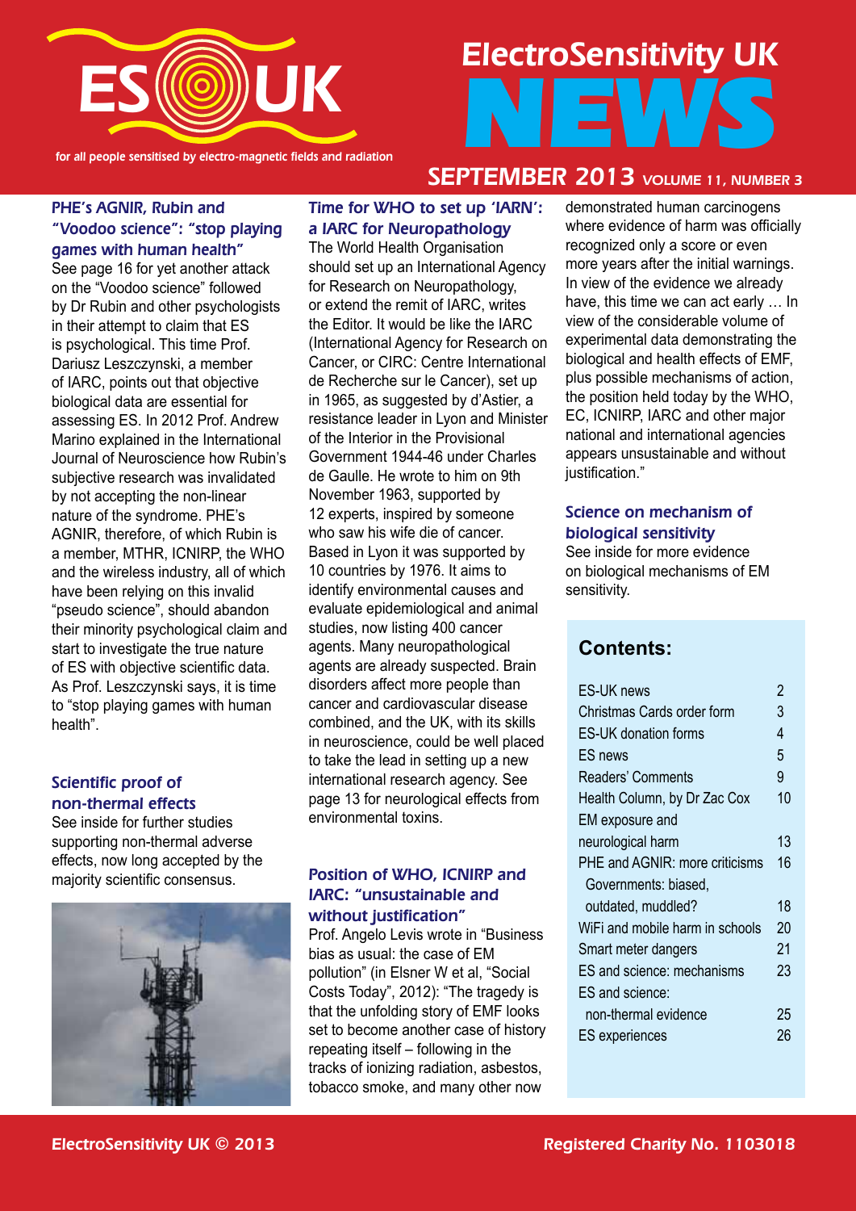# ElectroSensitivity UK NEWS

for all people sensitised by electro-magnetic fields and radiation

**SEPTEMBER 2013** *VOLUME 11, NUMBER 3*

## PHE's AGNIR, Rubin and "Voodoo science": "stop playing games with human health"

See page 16 for yet another attack on the "Voodoo science" followed by Dr Rubin and other psychologists in their attempt to claim that ES is psychological. This time Prof. Dariusz Leszczynski, a member of IARC, points out that objective biological data are essential for assessing ES. In 2012 Prof. Andrew Marino explained in the International Journal of Neuroscience how Rubin's subjective research was invalidated by not accepting the non-linear nature of the syndrome. PHE's AGNIR, therefore, of which Rubin is a member, MTHR, ICNIRP, the WHO and the wireless industry, all of which have been relying on this invalid "pseudo science", should abandon their minority psychological claim and start to investigate the true nature of ES with objective scientific data. As Prof. Leszczynski says, it is time to "stop playing games with human health".

## Scientific proof of non-thermal effects

See inside for further studies supporting non-thermal adverse effects, now long accepted by the majority scientific consensus.

## Time for WHO to set up 'IARN': a IARC for Neuropathology

The World Health Organisation should set up an International Agency for Research on Neuropathology, or extend the remit of IARC, writes the Editor. It would be like the IARC (International Agency for Research on Cancer, or CIRC: Centre International de Recherche sur le Cancer), set up in 1965, as suggested by d'Astier, a resistance leader in Lyon and Minister of the Interior in the Provisional Government 1944-46 under Charles de Gaulle. He wrote to him on 9th November 1963, supported by 12 experts, inspired by someone who saw his wife die of cancer. Based in Lyon it was supported by 10 countries by 1976. It aims to identify environmental causes and evaluate epidemiological and animal studies, now listing 400 cancer agents. Many neuropathological agents are already suspected. Brain disorders affect more people than cancer and cardiovascular disease combined, and the UK, with its skills in neuroscience, could be well placed to take the lead in setting up a new international research agency. See page 13 for neurological effects from environmental toxins.

## Position of WHO, ICNIRP and IARC: "unsustainable and without justification"

Prof. Angelo Levis wrote in "Business bias as usual: the case of EM pollution" (in Elsner W et al, "Social Costs Today", 2012): "The tragedy is that the unfolding story of EMF looks set to become another case of history repeating itself – following in the tracks of ionizing radiation, asbestos, tobacco smoke, and many other now demonstrated human carcinogens where evidence of harm was officially recognized only a score or even more years after the initial warnings. In view of the evidence we already have, this time we can act early … In view of the considerable volume of experimental data demonstrating the biological and health effects of EMF, plus possible mechanisms of action, the position held today by the WHO, EC, ICNIRP, IARC and other major national and international agencies appears unsustainable and without justification."

## Science on mechanism of biological sensitivity

See inside for more evidence on biological mechanisms of EM sensitivity.

## Contents:

| | |
|---|---|
| ES-UK news | 2 |
| Christmas Cards order form | 3 |
| ES-UK donation forms | 4 |
| ES news | 5 |
| Readers' Comments | 9 |
| Health Column, by Dr Zac Cox | 10 |
| EM exposure and neurological harm | 13 |
| PHE and AGNIR: more criticisms | 16 |
| Governments: biased, outdated, muddled? | 18 |
| WiFi and mobile harm in schools | 20 |
| Smart meter dangers | 21 |
| ES and science: mechanisms | 23 |
| ES and science: non-thermal evidence | 25 |
| ES experiences | 26 |

ElectroSensitivity UK © 2013

Registered Charity No. 1103018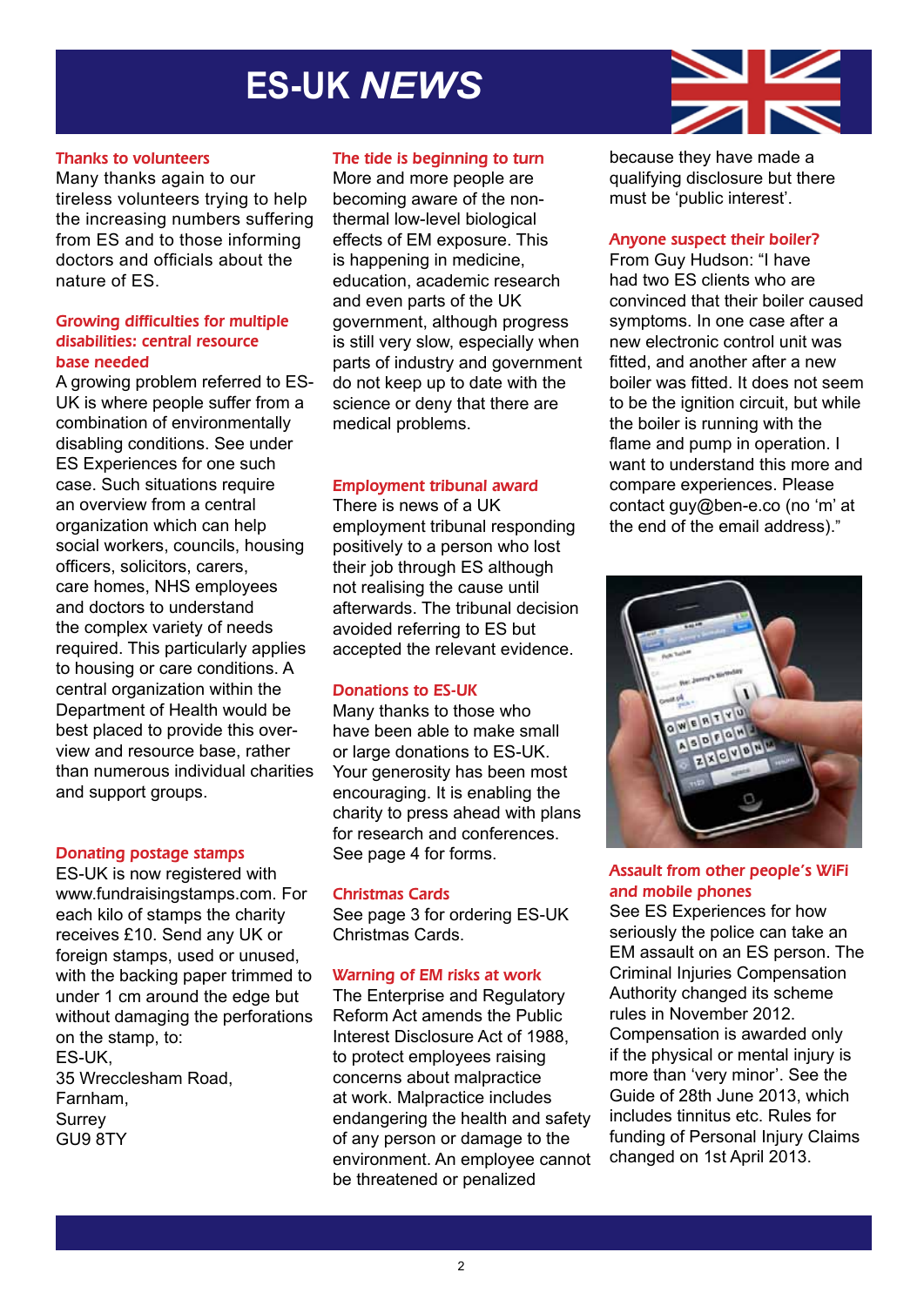# ES-UK *NEWS*

### Thanks to volunteers

Many thanks again to our tireless volunteers trying to help the increasing numbers suffering from ES and to those informing doctors and officials about the nature of ES.

### Growing difficulties for multiple disabilities: central resource base needed

A growing problem referred to ES-UK is where people suffer from a combination of environmentally disabling conditions. See under ES Experiences for one such case. Such situations require an overview from a central organization which can help social workers, councils, housing officers, solicitors, carers, care homes, NHS employees and doctors to understand the complex variety of needs required. This particularly applies to housing or care conditions. A central organization within the Department of Health would be best placed to provide this over-view and resource base, rather than numerous individual charities and support groups.

### Donating postage stamps

ES-UK is now registered with www.fundraisingstamps.com. For each kilo of stamps the charity receives £10. Send any UK or foreign stamps, used or unused, with the backing paper trimmed to under 1 cm around the edge but without damaging the perforations on the stamp, to:

ES-UK,
35 Wrecclesham Road,
Farnham,
Surrey
GU9 8TY

### The tide is beginning to turn

More and more people are becoming aware of the non-thermal low-level biological effects of EM exposure. This is happening in medicine, education, academic research and even parts of the UK government, although progress is still very slow, especially when parts of industry and government do not keep up to date with the science or deny that there are medical problems.

### Employment tribunal award

There is news of a UK employment tribunal responding positively to a person who lost their job through ES although not realising the cause until afterwards. The tribunal decision avoided referring to ES but accepted the relevant evidence.

### Donations to ES-UK

Many thanks to those who have been able to make small or large donations to ES-UK. Your generosity has been most encouraging. It is enabling the charity to press ahead with plans for research and conferences. See page 4 for forms.

### Christmas Cards

See page 3 for ordering ES-UK Christmas Cards.

### Warning of EM risks at work

The Enterprise and Regulatory Reform Act amends the Public Interest Disclosure Act of 1988, to protect employees raising concerns about malpractice at work. Malpractice includes endangering the health and safety of any person or damage to the environment. An employee cannot be threatened or penalized because they have made a qualifying disclosure but there must be 'public interest'.

### Anyone suspect their boiler?

From Guy Hudson: "I have had two ES clients who are convinced that their boiler caused symptoms. In one case after a new electronic control unit was fitted, and another after a new boiler was fitted. It does not seem to be the ignition circuit, but while the boiler is running with the flame and pump in operation. I want to understand this more and compare experiences. Please contact guy@ben-e.co (no 'm' at the end of the email address)."

### Assault from other people's WiFi and mobile phones

See ES Experiences for how seriously the police can take an EM assault on an ES person. The Criminal Injuries Compensation Authority changed its scheme rules in November 2012. Compensation is awarded only if the physical or mental injury is more than 'very minor'. See the Guide of 28th June 2013, which includes tinnitus etc. Rules for funding of Personal Injury Claims changed on 1st April 2013.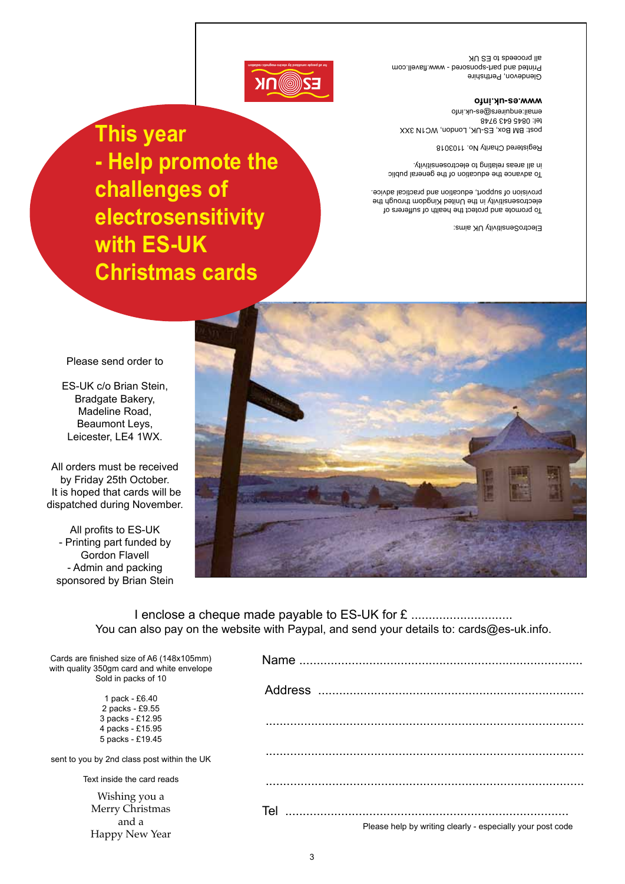# This year - Help promote the challenges of electrosensitivity with ES-UK Christmas cards

ElectroSensitivity UK aims:

To promote and protect the health of sufferers of electrosensitivity in the United Kingdom through the provision of support, education and practical advice.

To advance the education of the general public in all areas relating to electrosensitivity.

Registered Charity No. 1103018

post: BM Box, ES-UK, London, WC1N 3XX
tel: 0845 643 9748
email:enquiries@es-uk.info

**www.es-uk.info**

Glendevon, Perthshire
Printed and part-sponsored - www.flavell.com
all proceeds to ES UK

Please send order to

ES-UK c/o Brian Stein,
Bradgate Bakery,
Madeline Road,
Beaumont Leys,
Leicester, LE4 1WX.

All orders must be received by Friday 25th October.
It is hoped that cards will be dispatched during November.

All profits to ES-UK
- Printing part funded by Gordon Flavell
- Admin and packing sponsored by Brian Stein

I enclose a cheque made payable to ES-UK for £ ............................
You can also pay on the website with Paypal, and send your details to: cards@es-uk.info.

Cards are finished size of A6 (148x105mm) with quality 350gm card and white envelope
Sold in packs of 10

1 pack - £6.40
2 packs - £9.55
3 packs - £12.95
4 packs - £15.95
5 packs - £19.45

sent to you by 2nd class post within the UK

Text inside the card reads

Wishing you a
Merry Christmas
and a
Happy New Year

Name ................................................................................

Address ..........................................................................

.........................................................................................

.........................................................................................

.........................................................................................

Tel ..................................................................................

Please help by writing clearly - especially your post code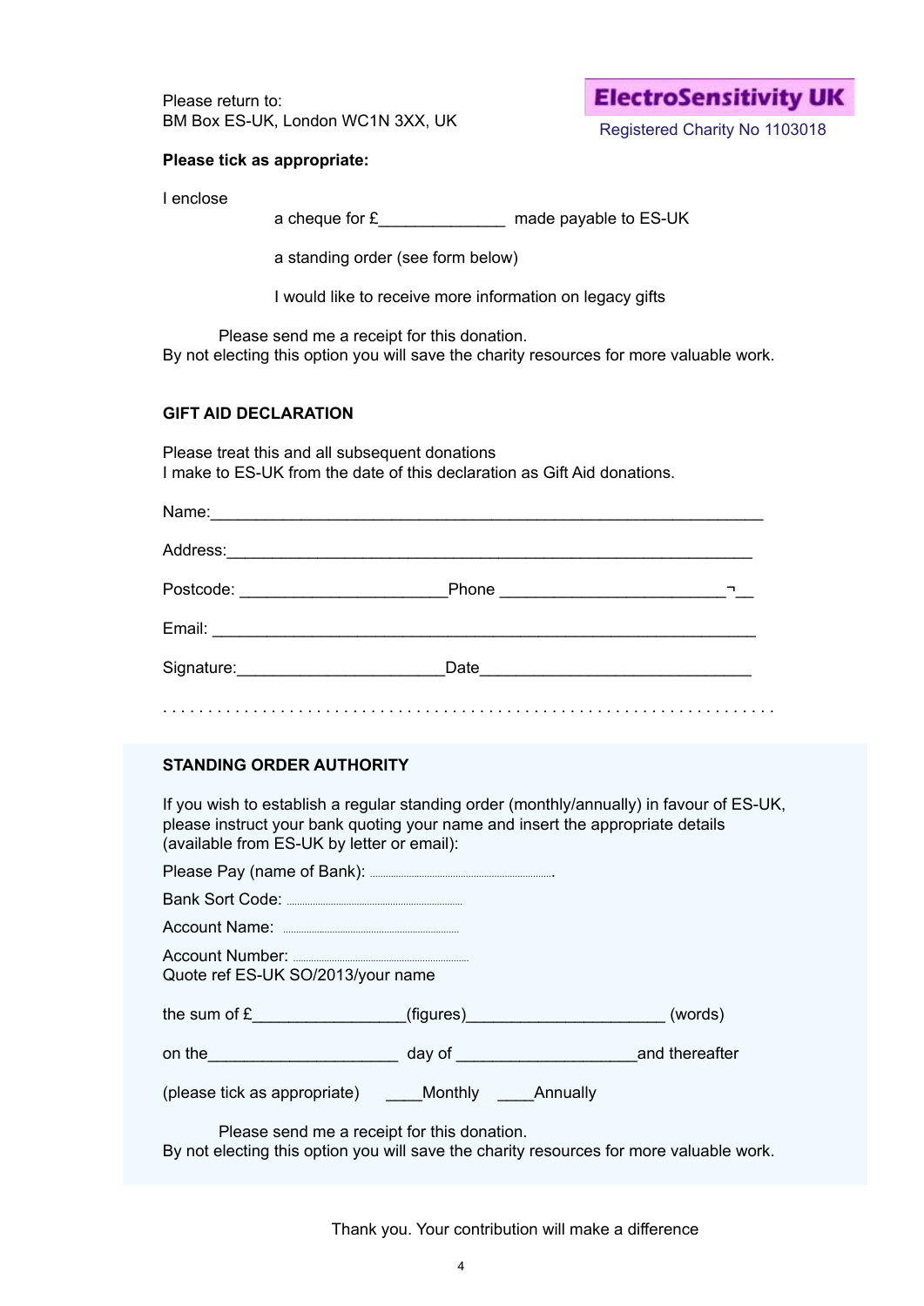Please return to:
BM Box ES-UK, London WC1N 3XX, UK

**ElectroSensitivity UK**
Registered Charity No 1103018

**Please tick as appropriate:**

I enclose

a cheque for £______________ made payable to ES-UK

a standing order (see form below)

I would like to receive more information on legacy gifts

Please send me a receipt for this donation.
By not electing this option you will save the charity resources for more valuable work.

**GIFT AID DECLARATION**

Please treat this and all subsequent donations
I make to ES-UK from the date of this declaration as Gift Aid donations.

Name:______________________________________________________________

Address:____________________________________________________________

Postcode: ______________________Phone _________________________¬__

Email: ______________________________________________________________

Signature:______________________Date______________________________

. . . . . . . . . . . . . . . . . . . . . . . . . . . . . . . . . . . . . . . . . . . . . . . . . . . . . . . . . . . . . . . . . . . . .

**STANDING ORDER AUTHORITY**

If you wish to establish a regular standing order (monthly/annually) in favour of ES-UK, please instruct your bank quoting your name and insert the appropriate details (available from ES-UK by letter or email):

Please Pay (name of Bank): ......................................................................

Bank Sort Code: ......................................................

Account Name: ......................................................

Account Number: ......................................................
Quote ref ES-UK SO/2013/your name

the sum of £________________(figures)_____________________ (words)

on the_____________________ day of ___________________and thereafter

(please tick as appropriate) ____Monthly ____Annually

Please send me a receipt for this donation.
By not electing this option you will save the charity resources for more valuable work.

Thank you. Your contribution will make a difference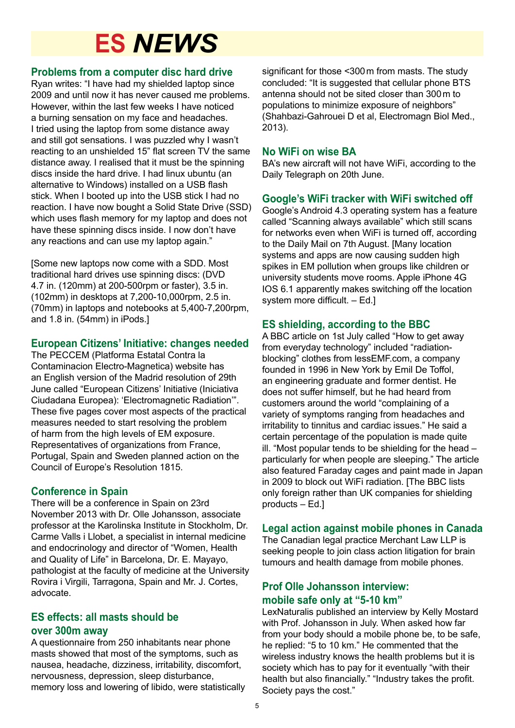# ES *NEWS*

## Problems from a computer disc hard drive

Ryan writes: "I have had my shielded laptop since 2009 and until now it has never caused me problems. However, within the last few weeks I have noticed a burning sensation on my face and headaches. I tried using the laptop from some distance away and still got sensations. I was puzzled why I wasn't reacting to an unshielded 15" flat screen TV the same distance away. I realised that it must be the spinning discs inside the hard drive. I had linux ubuntu (an alternative to Windows) installed on a USB flash stick. When I booted up into the USB stick I had no reaction. I have now bought a Solid State Drive (SSD) which uses flash memory for my laptop and does not have these spinning discs inside. I now don't have any reactions and can use my laptop again."

[Some new laptops now come with a SDD. Most traditional hard drives use spinning discs: (DVD 4.7 in. (120mm) at 200-500rpm or faster), 3.5 in. (102mm) in desktops at 7,200-10,000rpm, 2.5 in. (70mm) in laptops and notebooks at 5,400-7,200rpm, and 1.8 in. (54mm) in iPods.]

## European Citizens' Initiative: changes needed

The PECCEM (Platforma Estatal Contra la Contaminacion Electro-Magnetica) website has an English version of the Madrid resolution of 29th June called "European Citizens' Initiative (Iniciativa Ciudadana Europea): 'Electromagnetic Radiation'". These five pages cover most aspects of the practical measures needed to start resolving the problem of harm from the high levels of EM exposure. Representatives of organizations from France, Portugal, Spain and Sweden planned action on the Council of Europe's Resolution 1815.

## Conference in Spain

There will be a conference in Spain on 23rd November 2013 with Dr. Olle Johansson, associate professor at the Karolinska Institute in Stockholm, Dr. Carme Valls i Llobet, a specialist in internal medicine and endocrinology and director of "Women, Health and Quality of Life" in Barcelona, Dr. E. Mayayo, pathologist at the faculty of medicine at the University Rovira i Virgili, Tarragona, Spain and Mr. J. Cortes, advocate.

## ES effects: all masts should be over 300m away

A questionnaire from 250 inhabitants near phone masts showed that most of the symptoms, such as nausea, headache, dizziness, irritability, discomfort, nervousness, depression, sleep disturbance, memory loss and lowering of libido, were statistically significant for those <300 m from masts. The study concluded: "It is suggested that cellular phone BTS antenna should not be sited closer than 300 m to populations to minimize exposure of neighbors" (Shahbazi-Gahrouei D et al, Electromagn Biol Med., 2013).

## No WiFi on wise BA

BA's new aircraft will not have WiFi, according to the Daily Telegraph on 20th June.

## Google's WiFi tracker with WiFi switched off

Google's Android 4.3 operating system has a feature called "Scanning always available" which still scans for networks even when WiFi is turned off, according to the Daily Mail on 7th August. [Many location systems and apps are now causing sudden high spikes in EM pollution when groups like children or university students move rooms. Apple iPhone 4G IOS 6.1 apparently makes switching off the location system more difficult. – Ed.]

## ES shielding, according to the BBC

A BBC article on 1st July called "How to get away from everyday technology" included "radiation-blocking" clothes from lessEMF.com, a company founded in 1996 in New York by Emil De Toffol, an engineering graduate and former dentist. He does not suffer himself, but he had heard from customers around the world "complaining of a variety of symptoms ranging from headaches and irritability to tinnitus and cardiac issues." He said a certain percentage of the population is made quite ill. "Most popular tends to be shielding for the head – particularly for when people are sleeping." The article also featured Faraday cages and paint made in Japan in 2009 to block out WiFi radiation. [The BBC lists only foreign rather than UK companies for shielding products – Ed.]

## Legal action against mobile phones in Canada

The Canadian legal practice Merchant Law LLP is seeking people to join class action litigation for brain tumours and health damage from mobile phones.

## Prof Olle Johansson interview: mobile safe only at "5-10 km"

LexNaturalis published an interview by Kelly Mostard with Prof. Johansson in July. When asked how far from your body should a mobile phone be, to be safe, he replied: "5 to 10 km." He commented that the wireless industry knows the health problems but it is society which has to pay for it eventually "with their health but also financially." "Industry takes the profit. Society pays the cost."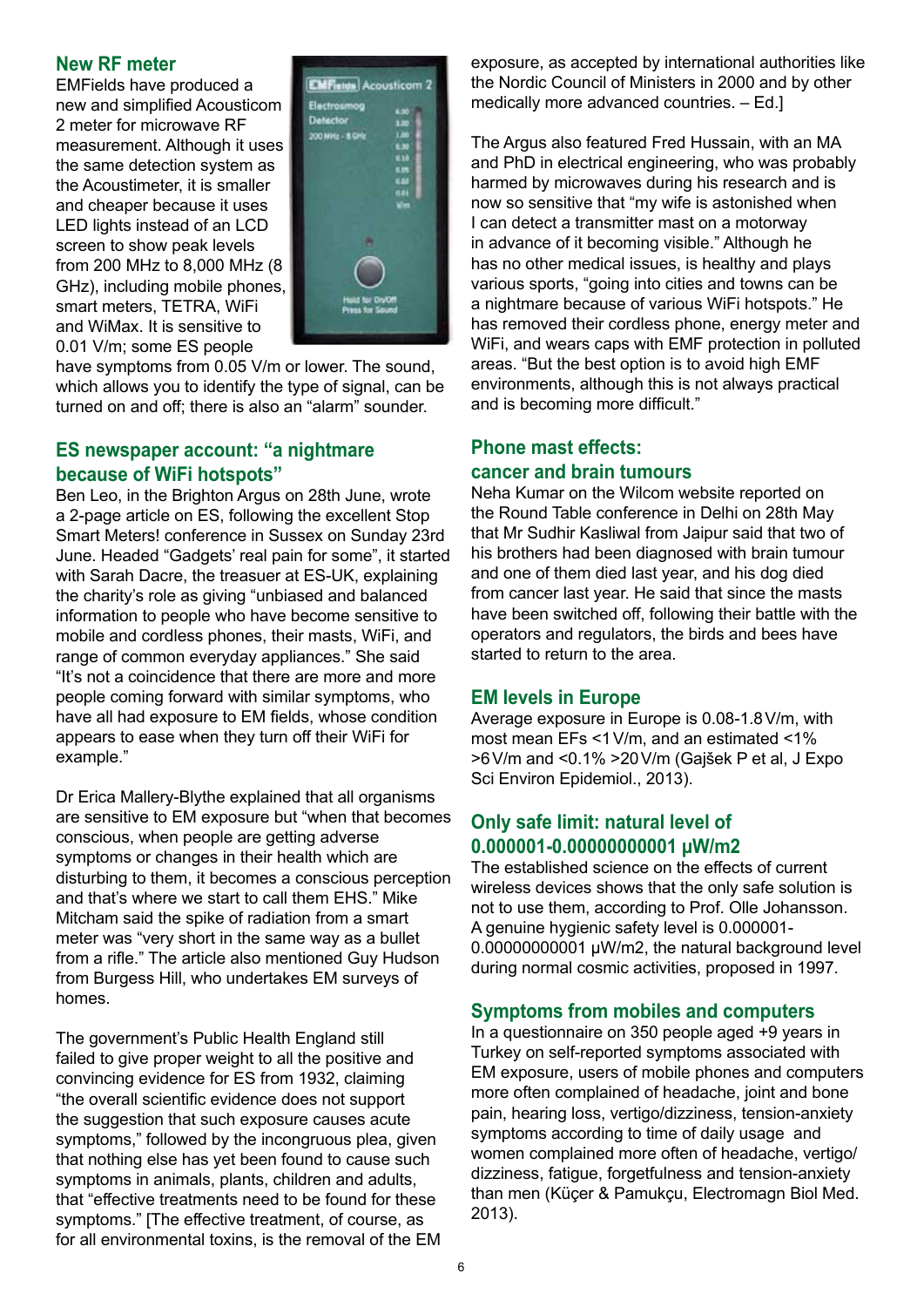## New RF meter

EMFields have produced a new and simplified Acousticom 2 meter for microwave RF measurement. Although it uses the same detection system as the Acoustimeter, it is smaller and cheaper because it uses LED lights instead of an LCD screen to show peak levels from 200 MHz to 8,000 MHz (8 GHz), including mobile phones, smart meters, TETRA, WiFi and WiMax. It is sensitive to 0.01 V/m; some ES people have symptoms from 0.05 V/m or lower. The sound, which allows you to identify the type of signal, can be turned on and off; there is also an "alarm" sounder.

## ES newspaper account: "a nightmare because of WiFi hotspots"

Ben Leo, in the Brighton Argus on 28th June, wrote a 2-page article on ES, following the excellent Stop Smart Meters! conference in Sussex on Sunday 23rd June. Headed "Gadgets' real pain for some", it started with Sarah Dacre, the treasuer at ES-UK, explaining the charity's role as giving "unbiased and balanced information to people who have become sensitive to mobile and cordless phones, their masts, WiFi, and range of common everyday appliances." She said "It's not a coincidence that there are more and more people coming forward with similar symptoms, who have all had exposure to EM fields, whose condition appears to ease when they turn off their WiFi for example."

Dr Erica Mallery-Blythe explained that all organisms are sensitive to EM exposure but "when that becomes conscious, when people are getting adverse symptoms or changes in their health which are disturbing to them, it becomes a conscious perception and that's where we start to call them EHS." Mike Mitcham said the spike of radiation from a smart meter was "very short in the same way as a bullet from a rifle." The article also mentioned Guy Hudson from Burgess Hill, who undertakes EM surveys of homes.

The government's Public Health England still failed to give proper weight to all the positive and convincing evidence for ES from 1932, claiming "the overall scientific evidence does not support the suggestion that such exposure causes acute symptoms," followed by the incongruous plea, given that nothing else has yet been found to cause such symptoms in animals, plants, children and adults, that "effective treatments need to be found for these symptoms." [The effective treatment, of course, as for all environmental toxins, is the removal of the EM exposure, as accepted by international authorities like the Nordic Council of Ministers in 2000 and by other medically more advanced countries. – Ed.]

The Argus also featured Fred Hussain, with an MA and PhD in electrical engineering, who was probably harmed by microwaves during his research and is now so sensitive that "my wife is astonished when I can detect a transmitter mast on a motorway in advance of it becoming visible." Although he has no other medical issues, is healthy and plays various sports, "going into cities and towns can be a nightmare because of various WiFi hotspots." He has removed their cordless phone, energy meter and WiFi, and wears caps with EMF protection in polluted areas. "But the best option is to avoid high EMF environments, although this is not always practical and is becoming more difficult."

## Phone mast effects: cancer and brain tumours

Neha Kumar on the Wilcom website reported on the Round Table conference in Delhi on 28th May that Mr Sudhir Kasliwal from Jaipur said that two of his brothers had been diagnosed with brain tumour and one of them died last year, and his dog died from cancer last year. He said that since the masts have been switched off, following their battle with the operators and regulators, the birds and bees have started to return to the area.

## EM levels in Europe

Average exposure in Europe is 0.08-1.8 V/m, with most mean EFs <1 V/m, and an estimated <1% >6 V/m and <0.1% >20 V/m (Gajšek P et al, J Expo Sci Environ Epidemiol., 2013).

## Only safe limit: natural level of 0.000001-0.00000000001 μW/m2

The established science on the effects of current wireless devices shows that the only safe solution is not to use them, according to Prof. Olle Johansson. A genuine hygienic safety level is 0.000001-0.00000000001 μW/m2, the natural background level during normal cosmic activities, proposed in 1997.

## Symptoms from mobiles and computers

In a questionnaire on 350 people aged +9 years in Turkey on self-reported symptoms associated with EM exposure, users of mobile phones and computers more often complained of headache, joint and bone pain, hearing loss, vertigo/dizziness, tension-anxiety symptoms according to time of daily usage and women complained more often of headache, vertigo/dizziness, fatigue, forgetfulness and tension-anxiety than men (Küçer & Pamukçu, Electromagn Biol Med. 2013).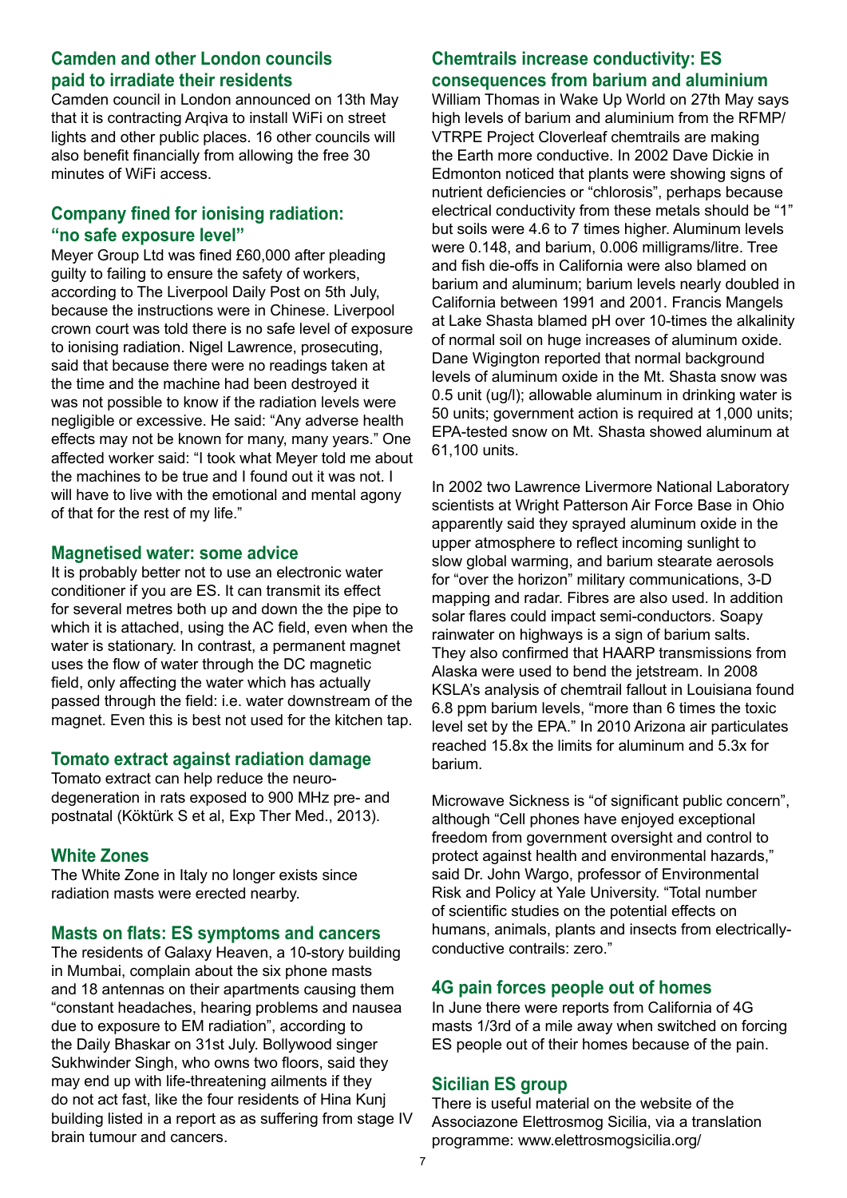## Camden and other London councils paid to irradiate their residents

Camden council in London announced on 13th May that it is contracting Arqiva to install WiFi on street lights and other public places. 16 other councils will also benefit financially from allowing the free 30 minutes of WiFi access.

## Company fined for ionising radiation: "no safe exposure level"

Meyer Group Ltd was fined £60,000 after pleading guilty to failing to ensure the safety of workers, according to The Liverpool Daily Post on 5th July, because the instructions were in Chinese. Liverpool crown court was told there is no safe level of exposure to ionising radiation. Nigel Lawrence, prosecuting, said that because there were no readings taken at the time and the machine had been destroyed it was not possible to know if the radiation levels were negligible or excessive. He said: "Any adverse health effects may not be known for many, many years." One affected worker said: "I took what Meyer told me about the machines to be true and I found out it was not. I will have to live with the emotional and mental agony of that for the rest of my life."

## Magnetised water: some advice

It is probably better not to use an electronic water conditioner if you are ES. It can transmit its effect for several metres both up and down the the pipe to which it is attached, using the AC field, even when the water is stationary. In contrast, a permanent magnet uses the flow of water through the DC magnetic field, only affecting the water which has actually passed through the field: i.e. water downstream of the magnet. Even this is best not used for the kitchen tap.

## Tomato extract against radiation damage

Tomato extract can help reduce the neuro-degeneration in rats exposed to 900 MHz pre- and postnatal (Köktürk S et al, Exp Ther Med., 2013).

## White Zones

The White Zone in Italy no longer exists since radiation masts were erected nearby.

## Masts on flats: ES symptoms and cancers

The residents of Galaxy Heaven, a 10-story building in Mumbai, complain about the six phone masts and 18 antennas on their apartments causing them "constant headaches, hearing problems and nausea due to exposure to EM radiation", according to the Daily Bhaskar on 31st July. Bollywood singer Sukhwinder Singh, who owns two floors, said they may end up with life-threatening ailments if they do not act fast, like the four residents of Hina Kunj building listed in a report as as suffering from stage IV brain tumour and cancers.

## Chemtrails increase conductivity: ES consequences from barium and aluminium

William Thomas in Wake Up World on 27th May says high levels of barium and aluminium from the RFMP/VTRPE Project Cloverleaf chemtrails are making the Earth more conductive. In 2002 Dave Dickie in Edmonton noticed that plants were showing signs of nutrient deficiencies or "chlorosis", perhaps because electrical conductivity from these metals should be "1" but soils were 4.6 to 7 times higher. Aluminum levels were 0.148, and barium, 0.006 milligrams/litre. Tree and fish die-offs in California were also blamed on barium and aluminum; barium levels nearly doubled in California between 1991 and 2001. Francis Mangels at Lake Shasta blamed pH over 10-times the alkalinity of normal soil on huge increases of aluminum oxide. Dane Wigington reported that normal background levels of aluminum oxide in the Mt. Shasta snow was 0.5 unit (ug/l); allowable aluminum in drinking water is 50 units; government action is required at 1,000 units; EPA-tested snow on Mt. Shasta showed aluminum at 61,100 units.

In 2002 two Lawrence Livermore National Laboratory scientists at Wright Patterson Air Force Base in Ohio apparently said they sprayed aluminum oxide in the upper atmosphere to reflect incoming sunlight to slow global warming, and barium stearate aerosols for "over the horizon" military communications, 3-D mapping and radar. Fibres are also used. In addition solar flares could impact semi-conductors. Soapy rainwater on highways is a sign of barium salts. They also confirmed that HAARP transmissions from Alaska were used to bend the jetstream. In 2008 KSLA's analysis of chemtrail fallout in Louisiana found 6.8 ppm barium levels, "more than 6 times the toxic level set by the EPA." In 2010 Arizona air particulates reached 15.8x the limits for aluminum and 5.3x for barium.

Microwave Sickness is "of significant public concern", although "Cell phones have enjoyed exceptional freedom from government oversight and control to protect against health and environmental hazards," said Dr. John Wargo, professor of Environmental Risk and Policy at Yale University. "Total number of scientific studies on the potential effects on humans, animals, plants and insects from electrically-conductive contrails: zero."

## 4G pain forces people out of homes

In June there were reports from California of 4G masts 1/3rd of a mile away when switched on forcing ES people out of their homes because of the pain.

## Sicilian ES group

There is useful material on the website of the Associazone Elettrosmog Sicilia, via a translation programme: www.elettrosmogsicilia.org/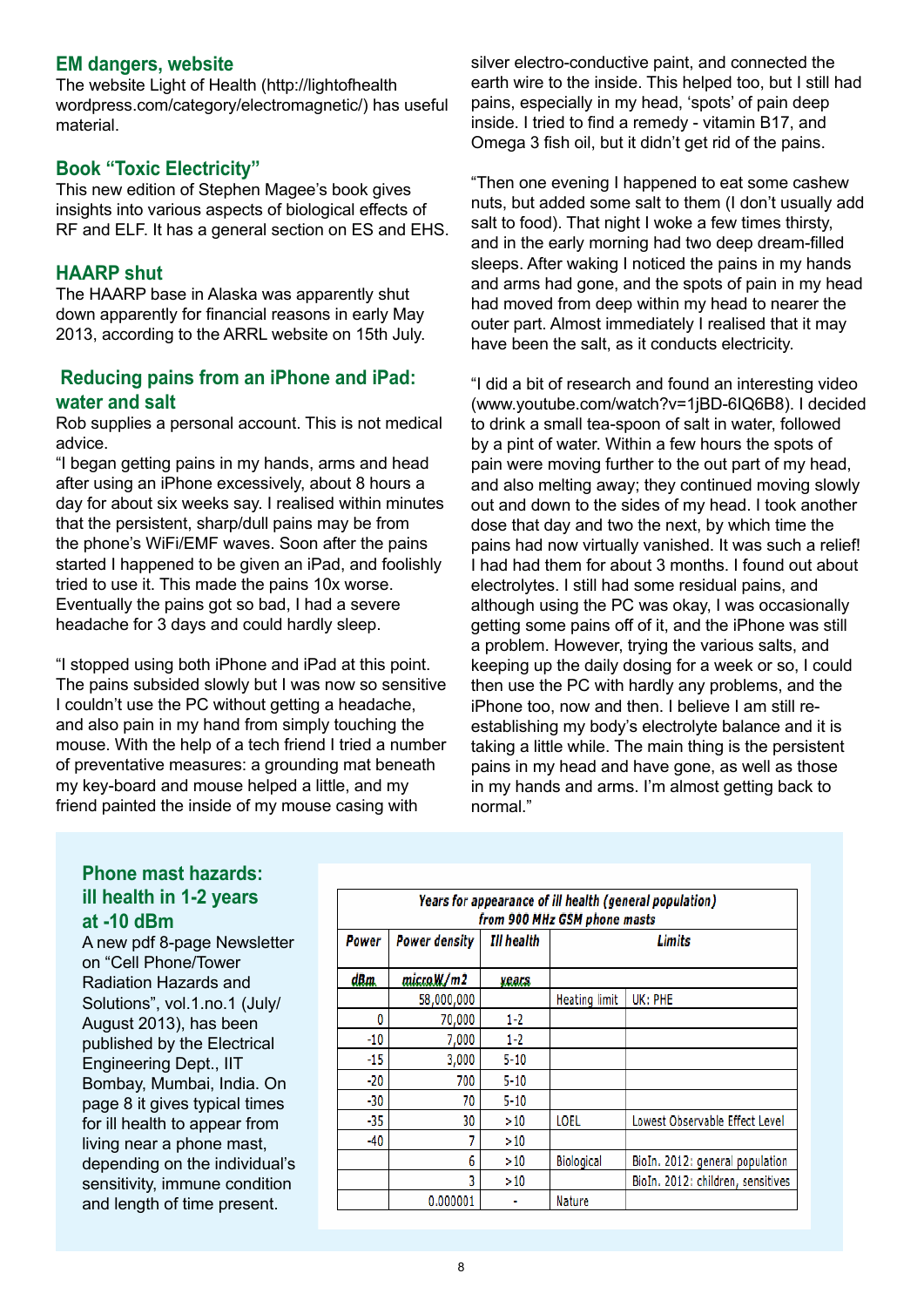## EM dangers, website

The website Light of Health (http://lightofhealth wordpress.com/category/electromagnetic/) has useful material.

## Book "Toxic Electricity"

This new edition of Stephen Magee's book gives insights into various aspects of biological effects of RF and ELF. It has a general section on ES and EHS.

## HAARP shut

The HAARP base in Alaska was apparently shut down apparently for financial reasons in early May 2013, according to the ARRL website on 15th July.

## Reducing pains from an iPhone and iPad: water and salt

Rob supplies a personal account. This is not medical advice.

"I began getting pains in my hands, arms and head after using an iPhone excessively, about 8 hours a day for about six weeks say. I realised within minutes that the persistent, sharp/dull pains may be from the phone's WiFi/EMF waves. Soon after the pains started I happened to be given an iPad, and foolishly tried to use it. This made the pains 10x worse. Eventually the pains got so bad, I had a severe headache for 3 days and could hardly sleep.

"I stopped using both iPhone and iPad at this point. The pains subsided slowly but I was now so sensitive I couldn't use the PC without getting a headache, and also pain in my hand from simply touching the mouse. With the help of a tech friend I tried a number of preventative measures: a grounding mat beneath my key-board and mouse helped a little, and my friend painted the inside of my mouse casing with silver electro-conductive paint, and connected the earth wire to the inside. This helped too, but I still had pains, especially in my head, 'spots' of pain deep inside. I tried to find a remedy - vitamin B17, and Omega 3 fish oil, but it didn't get rid of the pains.

"Then one evening I happened to eat some cashew nuts, but added some salt to them (I don't usually add salt to food). That night I woke a few times thirsty, and in the early morning had two deep dream-filled sleeps. After waking I noticed the pains in my hands and arms had gone, and the spots of pain in my head had moved from deep within my head to nearer the outer part. Almost immediately I realised that it may have been the salt, as it conducts electricity.

"I did a bit of research and found an interesting video (www.youtube.com/watch?v=1jBD-6IQ6B8). I decided to drink a small tea-spoon of salt in water, followed by a pint of water. Within a few hours the spots of pain were moving further to the out part of my head, and also melting away; they continued moving slowly out and down to the sides of my head. I took another dose that day and two the next, by which time the pains had now virtually vanished. It was such a relief! I had had them for about 3 months. I found out about electrolytes. I still had some residual pains, and although using the PC was okay, I was occasionally getting some pains off of it, and the iPhone was still a problem. However, trying the various salts, and keeping up the daily dosing for a week or so, I could then use the PC with hardly any problems, and the iPhone too, now and then. I believe I am still re-establishing my body's electrolyte balance and it is taking a little while. The main thing is the persistent pains in my head and have gone, as well as those in my hands and arms. I'm almost getting back to normal."

## Phone mast hazards: ill health in 1-2 years at -10 dBm

A new pdf 8-page Newsletter on "Cell Phone/Tower Radiation Hazards and Solutions", vol.1.no.1 (July/August 2013), has been published by the Electrical Engineering Dept., IIT Bombay, Mumbai, India. On page 8 it gives typical times for ill health to appear from living near a phone mast, depending on the individual's sensitivity, immune condition and length of time present.

**Years for appearance of ill health (general population) from 900 MHz GSM phone masts**

| Power | Power density | Ill health | Limits | |
|---|---|---|---|---|
| dBm | microW/m2 | years | | |
| | 58,000,000 | | Heating limit | UK: PHE |
| 0 | 70,000 | 1-2 | | |
| -10 | 7,000 | 1-2 | | |
| -15 | 3,000 | 5-10 | | |
| -20 | 700 | 5-10 | | |
| -30 | 70 | 5-10 | | |
| -35 | 30 | >10 | LOEL | Lowest Observable Effect Level |
| -40 | 7 | >10 | | |
| | 6 | >10 | Biological | BioIn. 2012: general population |
| | 3 | >10 | | BioIn. 2012: children, sensitives |
| | 0.000001 | - | Nature | |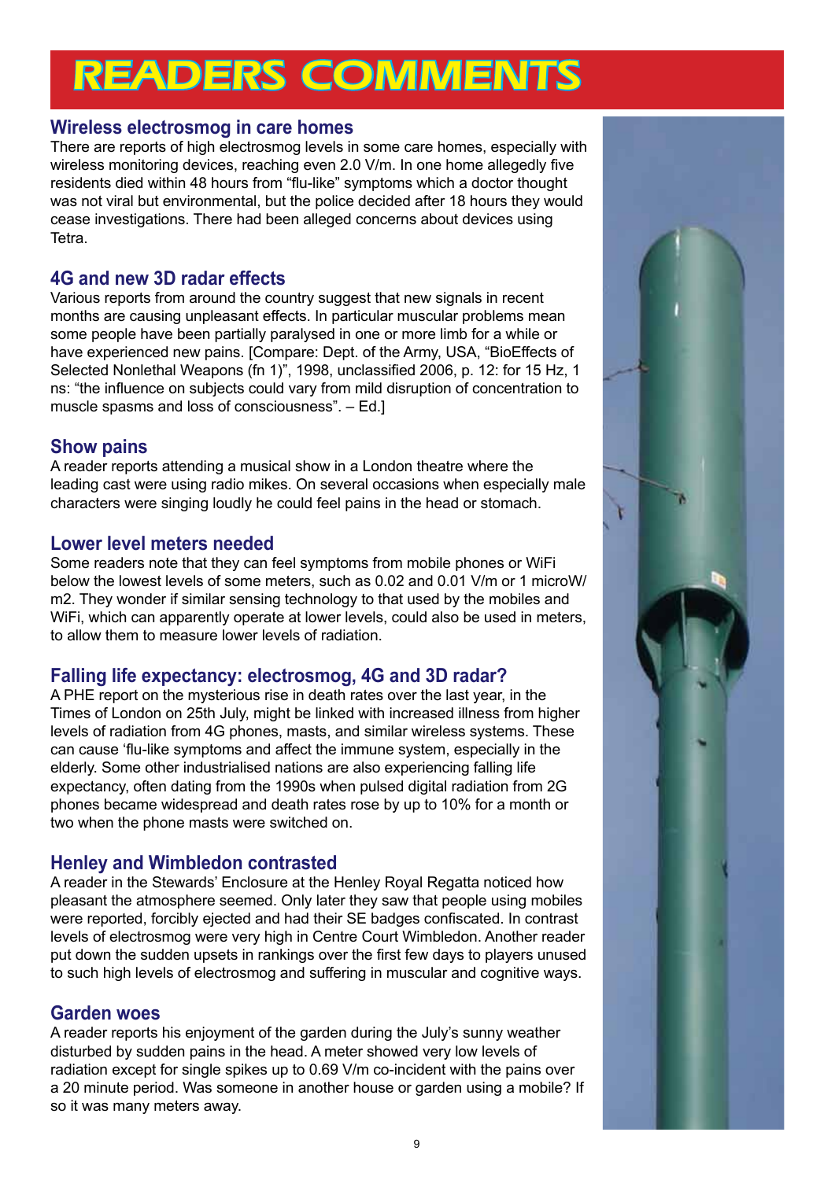# READERS COMMENTS

## Wireless electrosmog in care homes

There are reports of high electrosmog levels in some care homes, especially with wireless monitoring devices, reaching even 2.0 V/m. In one home allegedly five residents died within 48 hours from "flu-like" symptoms which a doctor thought was not viral but environmental, but the police decided after 18 hours they would cease investigations. There had been alleged concerns about devices using Tetra.

## 4G and new 3D radar effects

Various reports from around the country suggest that new signals in recent months are causing unpleasant effects. In particular muscular problems mean some people have been partially paralysed in one or more limb for a while or have experienced new pains. [Compare: Dept. of the Army, USA, "BioEffects of Selected Nonlethal Weapons (fn 1)", 1998, unclassified 2006, p. 12: for 15 Hz, 1 ns: "the influence on subjects could vary from mild disruption of concentration to muscle spasms and loss of consciousness". – Ed.]

## Show pains

A reader reports attending a musical show in a London theatre where the leading cast were using radio mikes. On several occasions when especially male characters were singing loudly he could feel pains in the head or stomach.

## Lower level meters needed

Some readers note that they can feel symptoms from mobile phones or WiFi below the lowest levels of some meters, such as 0.02 and 0.01 V/m or 1 microW/m2. They wonder if similar sensing technology to that used by the mobiles and WiFi, which can apparently operate at lower levels, could also be used in meters, to allow them to measure lower levels of radiation.

## Falling life expectancy: electrosmog, 4G and 3D radar?

A PHE report on the mysterious rise in death rates over the last year, in the Times of London on 25th July, might be linked with increased illness from higher levels of radiation from 4G phones, masts, and similar wireless systems. These can cause 'flu-like symptoms and affect the immune system, especially in the elderly. Some other industrialised nations are also experiencing falling life expectancy, often dating from the 1990s when pulsed digital radiation from 2G phones became widespread and death rates rose by up to 10% for a month or two when the phone masts were switched on.

## Henley and Wimbledon contrasted

A reader in the Stewards' Enclosure at the Henley Royal Regatta noticed how pleasant the atmosphere seemed. Only later they saw that people using mobiles were reported, forcibly ejected and had their SE badges confiscated. In contrast levels of electrosmog were very high in Centre Court Wimbledon. Another reader put down the sudden upsets in rankings over the first few days to players unused to such high levels of electrosmog and suffering in muscular and cognitive ways.

## Garden woes

A reader reports his enjoyment of the garden during the July's sunny weather disturbed by sudden pains in the head. A meter showed very low levels of radiation except for single spikes up to 0.69 V/m co-incident with the pains over a 20 minute period. Was someone in another house or garden using a mobile? If so it was many meters away.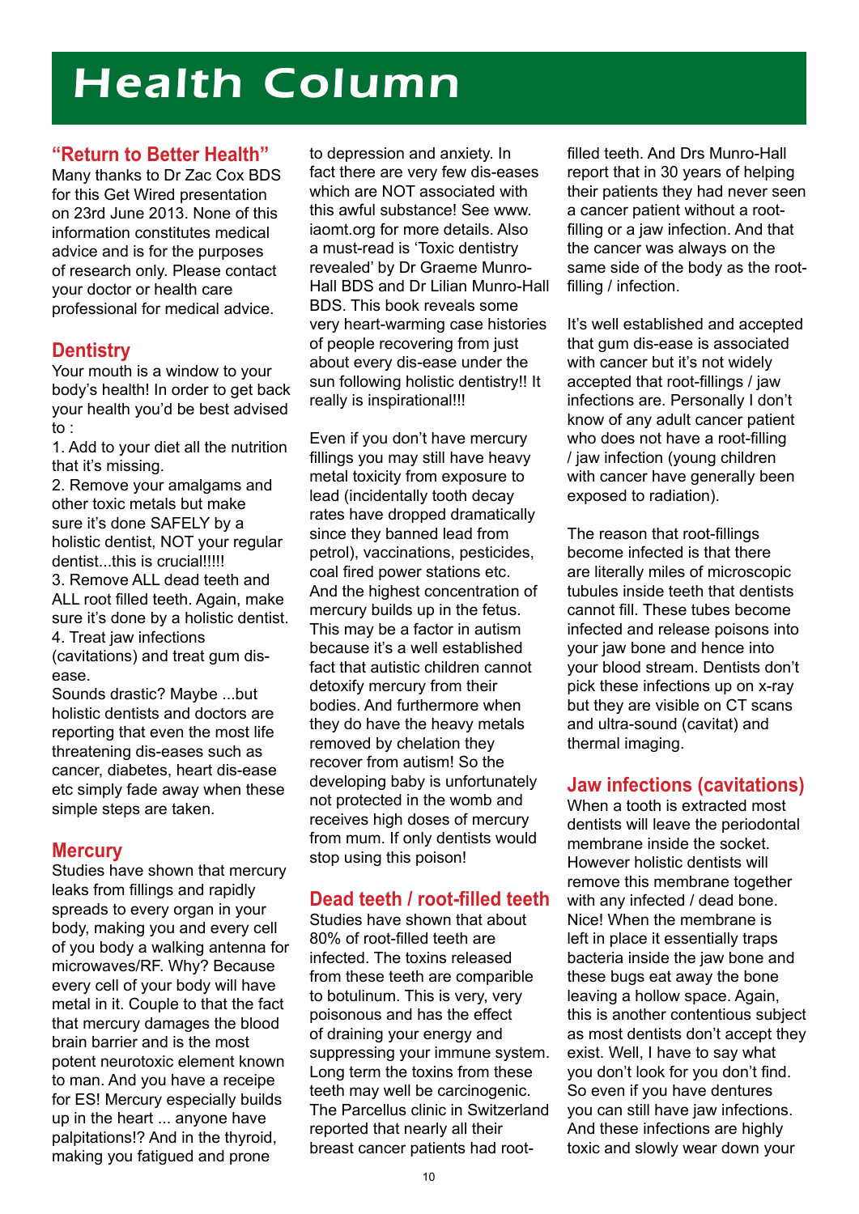# Health Column

## "Return to Better Health"

Many thanks to Dr Zac Cox BDS for this Get Wired presentation on 23rd June 2013. None of this information constitutes medical advice and is for the purposes of research only. Please contact your doctor or health care professional for medical advice.

## Dentistry

Your mouth is a window to your body's health! In order to get back your health you'd be best advised to :

1. Add to your diet all the nutrition that it's missing.
2. Remove your amalgams and other toxic metals but make sure it's done SAFELY by a holistic dentist, NOT your regular dentist...this is crucial!!!!!
3. Remove ALL dead teeth and ALL root filled teeth. Again, make sure it's done by a holistic dentist.
4. Treat jaw infections (cavitations) and treat gum dis-ease.

Sounds drastic? Maybe ...but holistic dentists and doctors are reporting that even the most life threatening dis-eases such as cancer, diabetes, heart dis-ease etc simply fade away when these simple steps are taken.

## Mercury

Studies have shown that mercury leaks from fillings and rapidly spreads to every organ in your body, making you and every cell of you body a walking antenna for microwaves/RF. Why? Because every cell of your body will have metal in it. Couple to that the fact that mercury damages the blood brain barrier and is the most potent neurotoxic element known to man. And you have a receipe for ES! Mercury especially builds up in the heart ... anyone have palpitations!? And in the thyroid, making you fatigued and prone to depression and anxiety. In fact there are very few dis-eases which are NOT associated with this awful substance! See www.iaomt.org for more details. Also a must-read is 'Toxic dentistry revealed' by Dr Graeme Munro-Hall BDS and Dr Lilian Munro-Hall BDS. This book reveals some very heart-warming case histories of people recovering from just about every dis-ease under the sun following holistic dentistry!! It really is inspirational!!!

Even if you don't have mercury fillings you may still have heavy metal toxicity from exposure to lead (incidentally tooth decay rates have dropped dramatically since they banned lead from petrol), vaccinations, pesticides, coal fired power stations etc. And the highest concentration of mercury builds up in the fetus. This may be a factor in autism because it's a well established fact that autistic children cannot detoxify mercury from their bodies. And furthermore when they do have the heavy metals removed by chelation they recover from autism! So the developing baby is unfortunately not protected in the womb and receives high doses of mercury from mum. If only dentists would stop using this poison!

## Dead teeth / root-filled teeth

Studies have shown that about 80% of root-filled teeth are infected. The toxins released from these teeth are comparible to botulinum. This is very, very poisonous and has the effect of draining your energy and suppressing your immune system. Long term the toxins from these teeth may well be carcinogenic. The Parcellus clinic in Switzerland reported that nearly all their breast cancer patients had root-filled teeth. And Drs Munro-Hall report that in 30 years of helping their patients they had never seen a cancer patient without a root-filling or a jaw infection. And that the cancer was always on the same side of the body as the root-filling / infection.

It's well established and accepted that gum dis-ease is associated with cancer but it's not widely accepted that root-fillings / jaw infections are. Personally I don't know of any adult cancer patient who does not have a root-filling / jaw infection (young children with cancer have generally been exposed to radiation).

The reason that root-fillings become infected is that there are literally miles of microscopic tubules inside teeth that dentists cannot fill. These tubes become infected and release poisons into your jaw bone and hence into your blood stream. Dentists don't pick these infections up on x-ray but they are visible on CT scans and ultra-sound (cavitat) and thermal imaging.

## Jaw infections (cavitations)

When a tooth is extracted most dentists will leave the periodontal membrane inside the socket. However holistic dentists will remove this membrane together with any infected / dead bone. Nice! When the membrane is left in place it essentially traps bacteria inside the jaw bone and these bugs eat away the bone leaving a hollow space. Again, this is another contentious subject as most dentists don't accept they exist. Well, I have to say what you don't look for you don't find. So even if you have dentures you can still have jaw infections. And these infections are highly toxic and slowly wear down your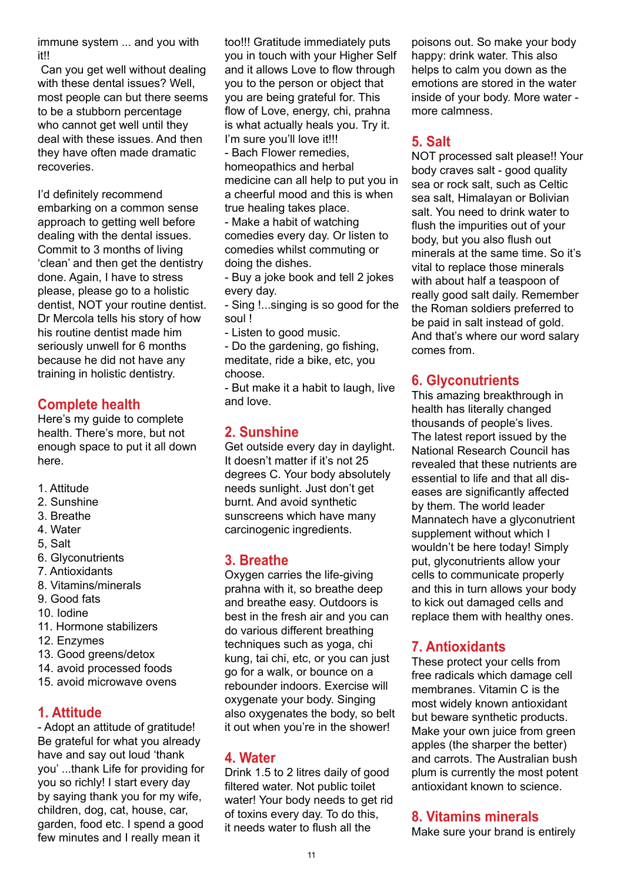immune system ... and you with it!!

Can you get well without dealing with these dental issues? Well, most people can but there seems to be a stubborn percentage who cannot get well until they deal with these issues. And then they have often made dramatic recoveries.

I'd definitely recommend embarking on a common sense approach to getting well before dealing with the dental issues. Commit to 3 months of living 'clean' and then get the dentistry done. Again, I have to stress please, please go to a holistic dentist, NOT your routine dentist. Dr Mercola tells his story of how his routine dentist made him seriously unwell for 6 months because he did not have any training in holistic dentistry.

## Complete health

Here's my guide to complete health. There's more, but not enough space to put it all down here.

1. Attitude
2. Sunshine
3. Breathe
4. Water
5, Salt
6. Glyconutrients
7. Antioxidants
8. Vitamins/minerals
9. Good fats
10. Iodine
11. Hormone stabilizers
12. Enzymes
13. Good greens/detox
14. avoid processed foods
15. avoid microwave ovens

## 1. Attitude

- Adopt an attitude of gratitude! Be grateful for what you already have and say out loud 'thank you' ...thank Life for providing for you so richly! I start every day by saying thank you for my wife, children, dog, cat, house, car, garden, food etc. I spend a good few minutes and I really mean it too!!! Gratitude immediately puts you in touch with your Higher Self and it allows Love to flow through you to the person or object that you are being grateful for. This flow of Love, energy, chi, prahna is what actually heals you. Try it. I'm sure you'll love it!!!
- Bach Flower remedies, homeopathics and herbal medicine can all help to put you in a cheerful mood and this is when true healing takes place.
- Make a habit of watching comedies every day. Or listen to comedies whilst commuting or doing the dishes.
- Buy a joke book and tell 2 jokes every day.
- Sing !...singing is so good for the soul !
- Listen to good music.
- Do the gardening, go fishing, meditate, ride a bike, etc, you choose.
- But make it a habit to laugh, live and love.

## 2. Sunshine

Get outside every day in daylight. It doesn't matter if it's not 25 degrees C. Your body absolutely needs sunlight. Just don't get burnt. And avoid synthetic sunscreens which have many carcinogenic ingredients.

## 3. Breathe

Oxygen carries the life-giving prahna with it, so breathe deep and breathe easy. Outdoors is best in the fresh air and you can do various different breathing techniques such as yoga, chi kung, tai chi, etc, or you can just go for a walk, or bounce on a rebounder indoors. Exercise will oxygenate your body. Singing also oxygenates the body, so belt it out when you're in the shower!

## 4. Water

Drink 1.5 to 2 litres daily of good filtered water. Not public toilet water! Your body needs to get rid of toxins every day. To do this, it needs water to flush all the poisons out. So make your body happy: drink water. This also helps to calm you down as the emotions are stored in the water inside of your body. More water - more calmness.

## 5. Salt

NOT processed salt please!! Your body craves salt - good quality sea or rock salt, such as Celtic sea salt, Himalayan or Bolivian salt. You need to drink water to flush the impurities out of your body, but you also flush out minerals at the same time. So it's vital to replace those minerals with about half a teaspoon of really good salt daily. Remember the Roman soldiers preferred to be paid in salt instead of gold. And that's where our word salary comes from.

## 6. Glyconutrients

This amazing breakthrough in health has literally changed thousands of people's lives. The latest report issued by the National Research Council has revealed that these nutrients are essential to life and that all diseases are significantly affected by them. The world leader Mannatech have a glyconutrient supplement without which I wouldn't be here today! Simply put, glyconutrients allow your cells to communicate properly and this in turn allows your body to kick out damaged cells and replace them with healthy ones.

## 7. Antioxidants

These protect your cells from free radicals which damage cell membranes. Vitamin C is the most widely known antioxidant but beware synthetic products. Make your own juice from green apples (the sharper the better) and carrots. The Australian bush plum is currently the most potent antioxidant known to science.

## 8. Vitamins minerals

Make sure your brand is entirely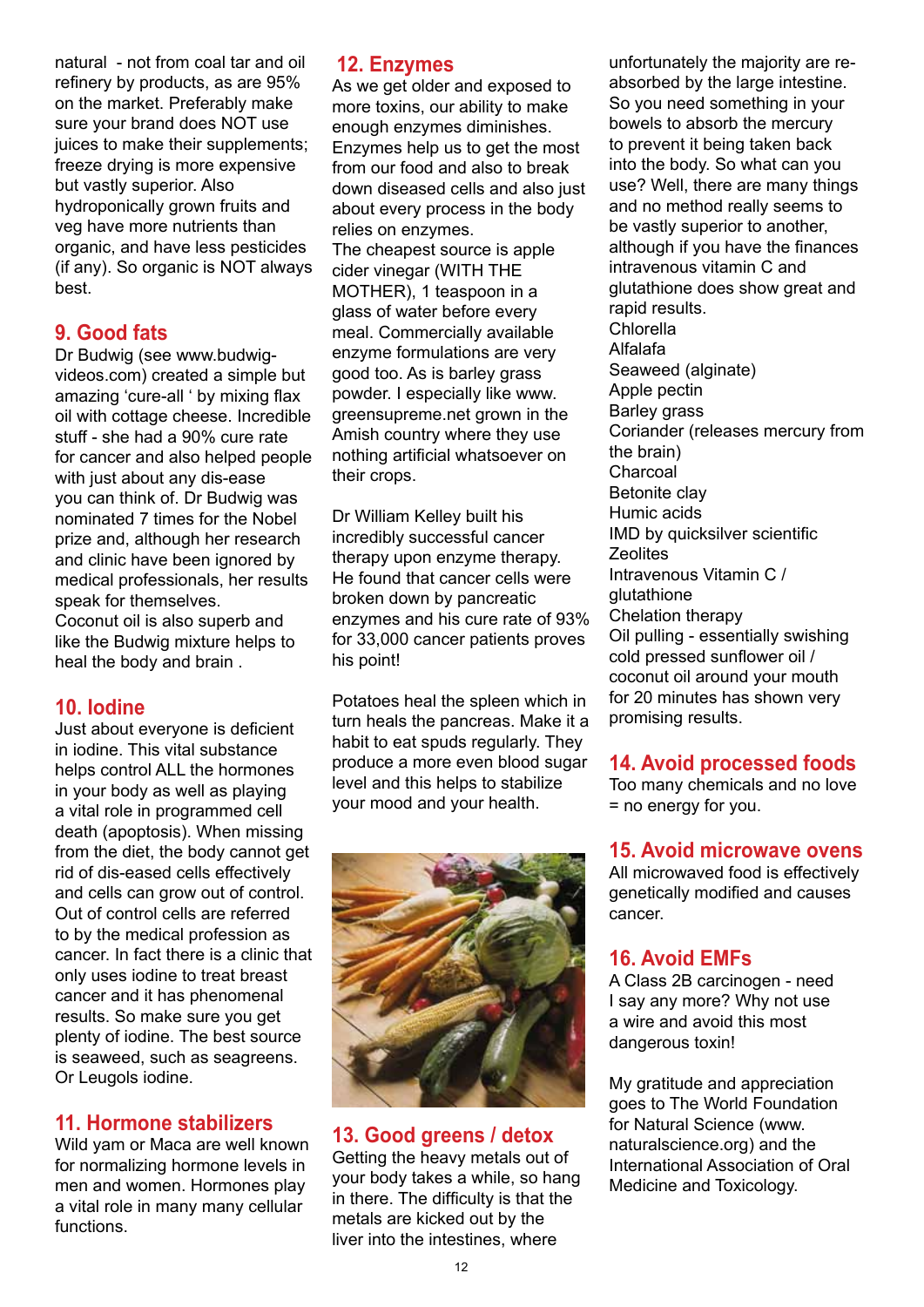natural - not from coal tar and oil refinery by products, as are 95% on the market. Preferably make sure your brand does NOT use juices to make their supplements; freeze drying is more expensive but vastly superior. Also hydroponically grown fruits and veg have more nutrients than organic, and have less pesticides (if any). So organic is NOT always best.

## 9. Good fats

Dr Budwig (see www.budwig-videos.com) created a simple but amazing 'cure-all ' by mixing flax oil with cottage cheese. Incredible stuff - she had a 90% cure rate for cancer and also helped people with just about any dis-ease you can think of. Dr Budwig was nominated 7 times for the Nobel prize and, although her research and clinic have been ignored by medical professionals, her results speak for themselves.

Coconut oil is also superb and like the Budwig mixture helps to heal the body and brain .

## 10. Iodine

Just about everyone is deficient in iodine. This vital substance helps control ALL the hormones in your body as well as playing a vital role in programmed cell death (apoptosis). When missing from the diet, the body cannot get rid of dis-eased cells effectively and cells can grow out of control. Out of control cells are referred to by the medical profession as cancer. In fact there is a clinic that only uses iodine to treat breast cancer and it has phenomenal results. So make sure you get plenty of iodine. The best source is seaweed, such as seagreens. Or Leugols iodine.

## 11. Hormone stabilizers

Wild yam or Maca are well known for normalizing hormone levels in men and women. Hormones play a vital role in many many cellular functions.

## 12. Enzymes

As we get older and exposed to more toxins, our ability to make enough enzymes diminishes. Enzymes help us to get the most from our food and also to break down diseased cells and also just about every process in the body relies on enzymes.

The cheapest source is apple cider vinegar (WITH THE MOTHER), 1 teaspoon in a glass of water before every meal. Commercially available enzyme formulations are very good too. As is barley grass powder. I especially like www.greensupreme.net grown in the Amish country where they use nothing artificial whatsoever on their crops.

Dr William Kelley built his incredibly successful cancer therapy upon enzyme therapy. He found that cancer cells were broken down by pancreatic enzymes and his cure rate of 93% for 33,000 cancer patients proves his point!

Potatoes heal the spleen which in turn heals the pancreas. Make it a habit to eat spuds regularly. They produce a more even blood sugar level and this helps to stabilize your mood and your health.

## 13. Good greens / detox

Getting the heavy metals out of your body takes a while, so hang in there. The difficulty is that the metals are kicked out by the liver into the intestines, where unfortunately the majority are re-absorbed by the large intestine. So you need something in your bowels to absorb the mercury to prevent it being taken back into the body. So what can you use? Well, there are many things and no method really seems to be vastly superior to another, although if you have the finances intravenous vitamin C and glutathione does show great and rapid results.

Chlorella
Alfalafa
Seaweed (alginate)
Apple pectin
Barley grass
Coriander (releases mercury from the brain)
Charcoal
Betonite clay
Humic acids
IMD by quicksilver scientific
Zeolites
Intravenous Vitamin C / glutathione
Chelation therapy
Oil pulling - essentially swishing cold pressed sunflower oil / coconut oil around your mouth for 20 minutes has shown very promising results.

## 14. Avoid processed foods

Too many chemicals and no love = no energy for you.

## 15. Avoid microwave ovens

All microwaved food is effectively genetically modified and causes cancer.

## 16. Avoid EMFs

A Class 2B carcinogen - need I say any more? Why not use a wire and avoid this most dangerous toxin!

My gratitude and appreciation goes to The World Foundation for Natural Science (www.naturalscience.org) and the International Association of Oral Medicine and Toxicology.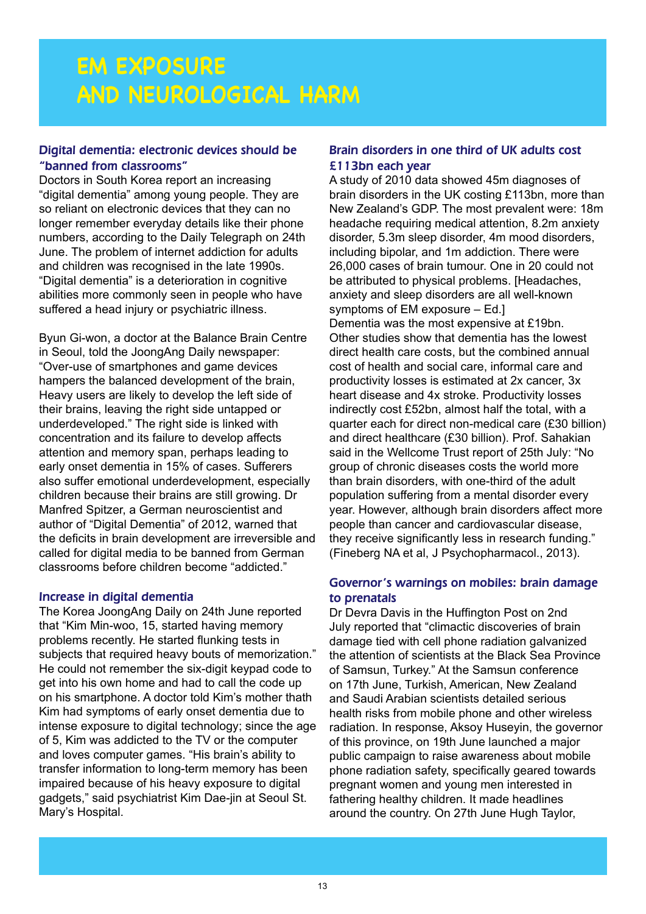# EM EXPOSURE AND NEUROLOGICAL HARM

### Digital dementia: electronic devices should be "banned from classrooms"

Doctors in South Korea report an increasing "digital dementia" among young people. They are so reliant on electronic devices that they can no longer remember everyday details like their phone numbers, according to the Daily Telegraph on 24th June. The problem of internet addiction for adults and children was recognised in the late 1990s. "Digital dementia" is a deterioration in cognitive abilities more commonly seen in people who have suffered a head injury or psychiatric illness.

Byun Gi-won, a doctor at the Balance Brain Centre in Seoul, told the JoongAng Daily newspaper: "Over-use of smartphones and game devices hampers the balanced development of the brain, Heavy users are likely to develop the left side of their brains, leaving the right side untapped or underdeveloped." The right side is linked with concentration and its failure to develop affects attention and memory span, perhaps leading to early onset dementia in 15% of cases. Sufferers also suffer emotional underdevelopment, especially children because their brains are still growing. Dr Manfred Spitzer, a German neuroscientist and author of "Digital Dementia" of 2012, warned that the deficits in brain development are irreversible and called for digital media to be banned from German classrooms before children become "addicted."

### Increase in digital dementia

The Korea JoongAng Daily on 24th June reported that "Kim Min-woo, 15, started having memory problems recently. He started flunking tests in subjects that required heavy bouts of memorization." He could not remember the six-digit keypad code to get into his own home and had to call the code up on his smartphone. A doctor told Kim's mother thath Kim had symptoms of early onset dementia due to intense exposure to digital technology; since the age of 5, Kim was addicted to the TV or the computer and loves computer games. "His brain's ability to transfer information to long-term memory has been impaired because of his heavy exposure to digital gadgets," said psychiatrist Kim Dae-jin at Seoul St. Mary's Hospital.

### Brain disorders in one third of UK adults cost £113bn each year

A study of 2010 data showed 45m diagnoses of brain disorders in the UK costing £113bn, more than New Zealand's GDP. The most prevalent were: 18m headache requiring medical attention, 8.2m anxiety disorder, 5.3m sleep disorder, 4m mood disorders, including bipolar, and 1m addiction. There were 26,000 cases of brain tumour. One in 20 could not be attributed to physical problems. [Headaches, anxiety and sleep disorders are all well-known symptoms of EM exposure – Ed.]
Dementia was the most expensive at £19bn. Other studies show that dementia has the lowest direct health care costs, but the combined annual cost of health and social care, informal care and productivity losses is estimated at 2x cancer, 3x heart disease and 4x stroke. Productivity losses indirectly cost £52bn, almost half the total, with a quarter each for direct non-medical care (£30 billion) and direct healthcare (£30 billion). Prof. Sahakian said in the Wellcome Trust report of 25th July: "No group of chronic diseases costs the world more than brain disorders, with one-third of the adult population suffering from a mental disorder every year. However, although brain disorders affect more people than cancer and cardiovascular disease, they receive significantly less in research funding." (Fineberg NA et al, J Psychopharmacol., 2013).

### Governor's warnings on mobiles: brain damage to prenatals

Dr Devra Davis in the Huffington Post on 2nd July reported that "climactic discoveries of brain damage tied with cell phone radiation galvanized the attention of scientists at the Black Sea Province of Samsun, Turkey." At the Samsun conference on 17th June, Turkish, American, New Zealand and Saudi Arabian scientists detailed serious health risks from mobile phone and other wireless radiation. In response, Aksoy Huseyin, the governor of this province, on 19th June launched a major public campaign to raise awareness about mobile phone radiation safety, specifically geared towards pregnant women and young men interested in fathering healthy children. It made headlines around the country. On 27th June Hugh Taylor,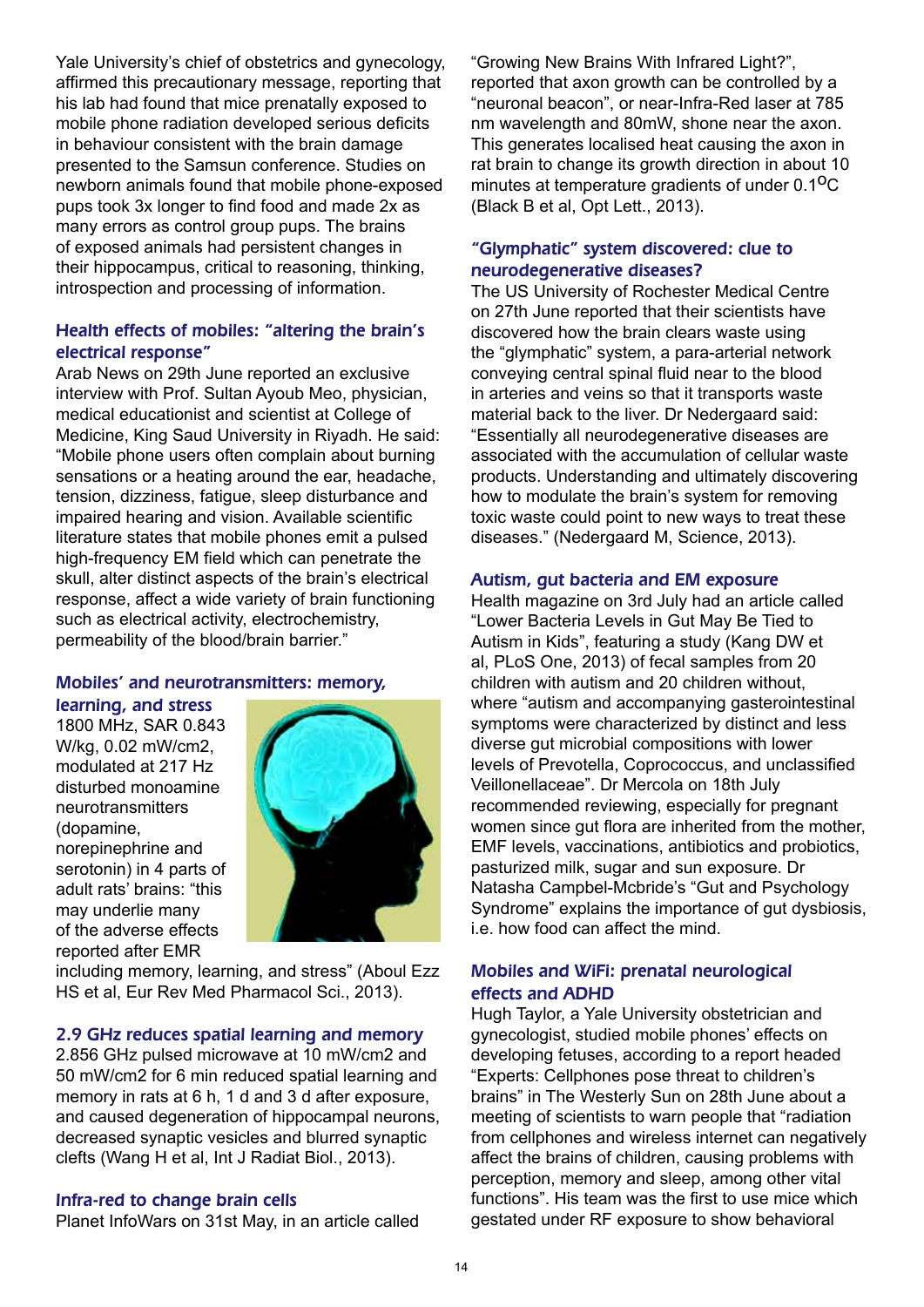Yale University's chief of obstetrics and gynecology, affirmed this precautionary message, reporting that his lab had found that mice prenatally exposed to mobile phone radiation developed serious deficits in behaviour consistent with the brain damage presented to the Samsun conference. Studies on newborn animals found that mobile phone-exposed pups took 3x longer to find food and made 2x as many errors as control group pups. The brains of exposed animals had persistent changes in their hippocampus, critical to reasoning, thinking, introspection and processing of information.

### Health effects of mobiles: "altering the brain's electrical response"

Arab News on 29th June reported an exclusive interview with Prof. Sultan Ayoub Meo, physician, medical educationist and scientist at College of Medicine, King Saud University in Riyadh. He said: "Mobile phone users often complain about burning sensations or a heating around the ear, headache, tension, dizziness, fatigue, sleep disturbance and impaired hearing and vision. Available scientific literature states that mobile phones emit a pulsed high-frequency EM field which can penetrate the skull, alter distinct aspects of the brain's electrical response, affect a wide variety of brain functioning such as electrical activity, electrochemistry, permeability of the blood/brain barrier."

### Mobiles' and neurotransmitters: memory, learning, and stress

1800 MHz, SAR 0.843 W/kg, 0.02 mW/cm2, modulated at 217 Hz disturbed monoamine neurotransmitters (dopamine, norepinephrine and serotonin) in 4 parts of adult rats' brains: "this may underlie many of the adverse effects reported after EMR including memory, learning, and stress" (Aboul Ezz HS et al, Eur Rev Med Pharmacol Sci., 2013).

### 2.9 GHz reduces spatial learning and memory

2.856 GHz pulsed microwave at 10 mW/cm2 and 50 mW/cm2 for 6 min reduced spatial learning and memory in rats at 6 h, 1 d and 3 d after exposure, and caused degeneration of hippocampal neurons, decreased synaptic vesicles and blurred synaptic clefts (Wang H et al, Int J Radiat Biol., 2013).

### Infra-red to change brain cells

Planet InfoWars on 31st May, in an article called "Growing New Brains With Infrared Light?", reported that axon growth can be controlled by a "neuronal beacon", or near-Infra-Red laser at 785 nm wavelength and 80mW, shone near the axon. This generates localised heat causing the axon in rat brain to change its growth direction in about 10 minutes at temperature gradients of under 0.1$^{o}$C (Black B et al, Opt Lett., 2013).

### "Glymphatic" system discovered: clue to neurodegenerative diseases?

The US University of Rochester Medical Centre on 27th June reported that their scientists have discovered how the brain clears waste using the "glymphatic" system, a para-arterial network conveying central spinal fluid near to the blood in arteries and veins so that it transports waste material back to the liver. Dr Nedergaard said: "Essentially all neurodegenerative diseases are associated with the accumulation of cellular waste products. Understanding and ultimately discovering how to modulate the brain's system for removing toxic waste could point to new ways to treat these diseases." (Nedergaard M, Science, 2013).

### Autism, gut bacteria and EM exposure

Health magazine on 3rd July had an article called "Lower Bacteria Levels in Gut May Be Tied to Autism in Kids", featuring a study (Kang DW et al, PLoS One, 2013) of fecal samples from 20 children with autism and 20 children without, where "autism and accompanying gasterointestinal symptoms were characterized by distinct and less diverse gut microbial compositions with lower levels of Prevotella, Coprococcus, and unclassified Veillonellaceae". Dr Mercola on 18th July recommended reviewing, especially for pregnant women since gut flora are inherited from the mother, EMF levels, vaccinations, antibiotics and probiotics, pasturized milk, sugar and sun exposure. Dr Natasha Campbel-Mcbride's "Gut and Psychology Syndrome" explains the importance of gut dysbiosis, i.e. how food can affect the mind.

### Mobiles and WiFi: prenatal neurological effects and ADHD

Hugh Taylor, a Yale University obstetrician and gynecologist, studied mobile phones' effects on developing fetuses, according to a report headed "Experts: Cellphones pose threat to children's brains" in The Westerly Sun on 28th June about a meeting of scientists to warn people that "radiation from cellphones and wireless internet can negatively affect the brains of children, causing problems with perception, memory and sleep, among other vital functions". His team was the first to use mice which gestated under RF exposure to show behavioral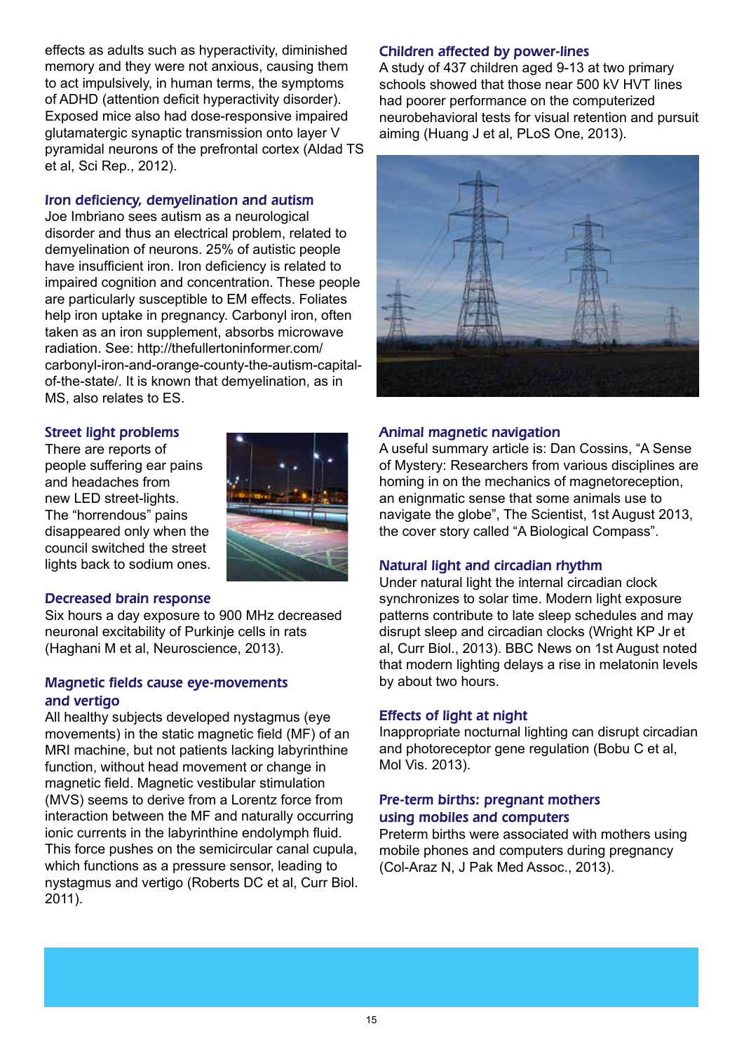effects as adults such as hyperactivity, diminished memory and they were not anxious, causing them to act impulsively, in human terms, the symptoms of ADHD (attention deficit hyperactivity disorder). Exposed mice also had dose-responsive impaired glutamatergic synaptic transmission onto layer V pyramidal neurons of the prefrontal cortex (Aldad TS et al, Sci Rep., 2012).

### Iron deficiency, demyelination and autism

Joe Imbriano sees autism as a neurological disorder and thus an electrical problem, related to demyelination of neurons. 25% of autistic people have insufficient iron. Iron deficiency is related to impaired cognition and concentration. These people are particularly susceptible to EM effects. Foliates help iron uptake in pregnancy. Carbonyl iron, often taken as an iron supplement, absorbs microwave radiation. See: http://thefullertoninformer.com/carbonyl-iron-and-orange-county-the-autism-capital-of-the-state/. It is known that demyelination, as in MS, also relates to ES.

### Street light problems

There are reports of people suffering ear pains and headaches from new LED street-lights. The "horrendous" pains disappeared only when the council switched the street lights back to sodium ones.

### Decreased brain response

Six hours a day exposure to 900 MHz decreased neuronal excitability of Purkinje cells in rats (Haghani M et al, Neuroscience, 2013).

### Magnetic fields cause eye-movements and vertigo

All healthy subjects developed nystagmus (eye movements) in the static magnetic field (MF) of an MRI machine, but not patients lacking labyrinthine function, without head movement or change in magnetic field. Magnetic vestibular stimulation (MVS) seems to derive from a Lorentz force from interaction between the MF and naturally occurring ionic currents in the labyrinthine endolymph fluid. This force pushes on the semicircular canal cupula, which functions as a pressure sensor, leading to nystagmus and vertigo (Roberts DC et al, Curr Biol. 2011).

### Children affected by power-lines

A study of 437 children aged 9-13 at two primary schools showed that those near 500 kV HVT lines had poorer performance on the computerized neurobehavioral tests for visual retention and pursuit aiming (Huang J et al, PLoS One, 2013).

### Animal magnetic navigation

A useful summary article is: Dan Cossins, "A Sense of Mystery: Researchers from various disciplines are homing in on the mechanics of magnetoreception, an enignmatic sense that some animals use to navigate the globe", The Scientist, 1st August 2013, the cover story called "A Biological Compass".

### Natural light and circadian rhythm

Under natural light the internal circadian clock synchronizes to solar time. Modern light exposure patterns contribute to late sleep schedules and may disrupt sleep and circadian clocks (Wright KP Jr et al, Curr Biol., 2013). BBC News on 1st August noted that modern lighting delays a rise in melatonin levels by about two hours.

### Effects of light at night

Inappropriate nocturnal lighting can disrupt circadian and photoreceptor gene regulation (Bobu C et al, Mol Vis. 2013).

### Pre-term births: pregnant mothers using mobiles and computers

Preterm births were associated with mothers using mobile phones and computers during pregnancy (Col-Araz N, J Pak Med Assoc., 2013).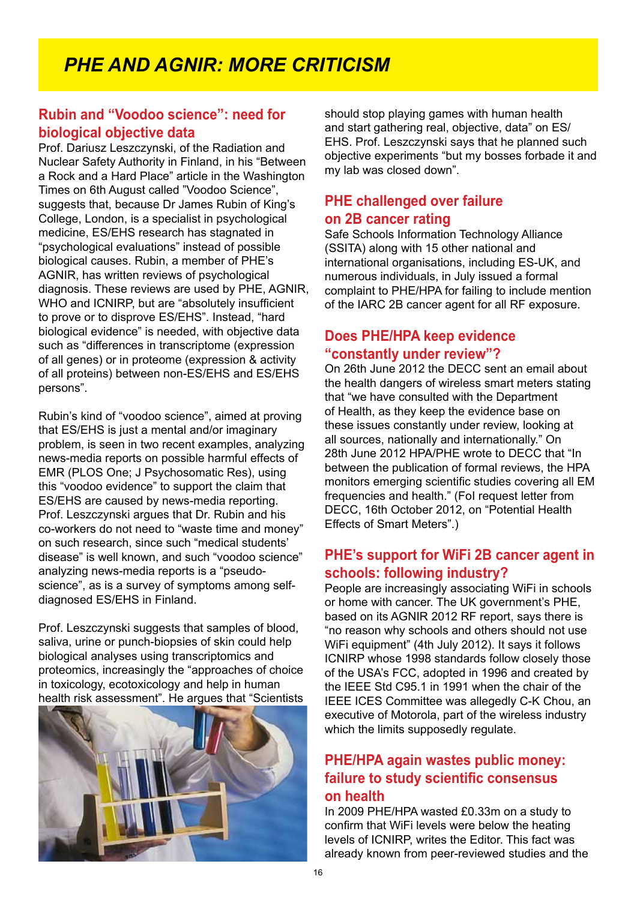# PHE AND AGNIR: MORE CRITICISM

## Rubin and "Voodoo science": need for biological objective data

Prof. Dariusz Leszczynski, of the Radiation and Nuclear Safety Authority in Finland, in his "Between a Rock and a Hard Place" article in the Washington Times on 6th August called "Voodoo Science", suggests that, because Dr James Rubin of King's College, London, is a specialist in psychological medicine, ES/EHS research has stagnated in "psychological evaluations" instead of possible biological causes. Rubin, a member of PHE's AGNIR, has written reviews of psychological diagnosis. These reviews are used by PHE, AGNIR, WHO and ICNIRP, but are "absolutely insufficient to prove or to disprove ES/EHS". Instead, "hard biological evidence" is needed, with objective data such as "differences in transcriptome (expression of all genes) or in proteome (expression & activity of all proteins) between non-ES/EHS and ES/EHS persons".

Rubin's kind of "voodoo science", aimed at proving that ES/EHS is just a mental and/or imaginary problem, is seen in two recent examples, analyzing news-media reports on possible harmful effects of EMR (PLOS One; J Psychosomatic Res), using this "voodoo evidence" to support the claim that ES/EHS are caused by news-media reporting. Prof. Leszczynski argues that Dr. Rubin and his co-workers do not need to "waste time and money" on such research, since such "medical students' disease" is well known, and such "voodoo science" analyzing news-media reports is a "pseudo-science", as is a survey of symptoms among self-diagnosed ES/EHS in Finland.

Prof. Leszczynski suggests that samples of blood, saliva, urine or punch-biopsies of skin could help biological analyses using transcriptomics and proteomics, increasingly the "approaches of choice in toxicology, ecotoxicology and help in human health risk assessment". He argues that "Scientists should stop playing games with human health and start gathering real, objective, data" on ES/EHS. Prof. Leszczynski says that he planned such objective experiments "but my bosses forbade it and my lab was closed down".

## PHE challenged over failure on 2B cancer rating

Safe Schools Information Technology Alliance (SSITA) along with 15 other national and international organisations, including ES-UK, and numerous individuals, in July issued a formal complaint to PHE/HPA for failing to include mention of the IARC 2B cancer agent for all RF exposure.

## Does PHE/HPA keep evidence "constantly under review"?

On 26th June 2012 the DECC sent an email about the health dangers of wireless smart meters stating that "we have consulted with the Department of Health, as they keep the evidence base on these issues constantly under review, looking at all sources, nationally and internationally." On 28th June 2012 HPA/PHE wrote to DECC that "In between the publication of formal reviews, the HPA monitors emerging scientific studies covering all EM frequencies and health." (FoI request letter from DECC, 16th October 2012, on "Potential Health Effects of Smart Meters".)

## PHE's support for WiFi 2B cancer agent in schools: following industry?

People are increasingly associating WiFi in schools or home with cancer. The UK government's PHE, based on its AGNIR 2012 RF report, says there is "no reason why schools and others should not use WiFi equipment" (4th July 2012). It says it follows ICNIRP whose 1998 standards follow closely those of the USA's FCC, adopted in 1996 and created by the IEEE Std C95.1 in 1991 when the chair of the IEEE ICES Committee was allegedly C-K Chou, an executive of Motorola, part of the wireless industry which the limits supposedly regulate.

## PHE/HPA again wastes public money: failure to study scientific consensus on health

In 2009 PHE/HPA wasted £0.33m on a study to confirm that WiFi levels were below the heating levels of ICNIRP, writes the Editor. This fact was already known from peer-reviewed studies and the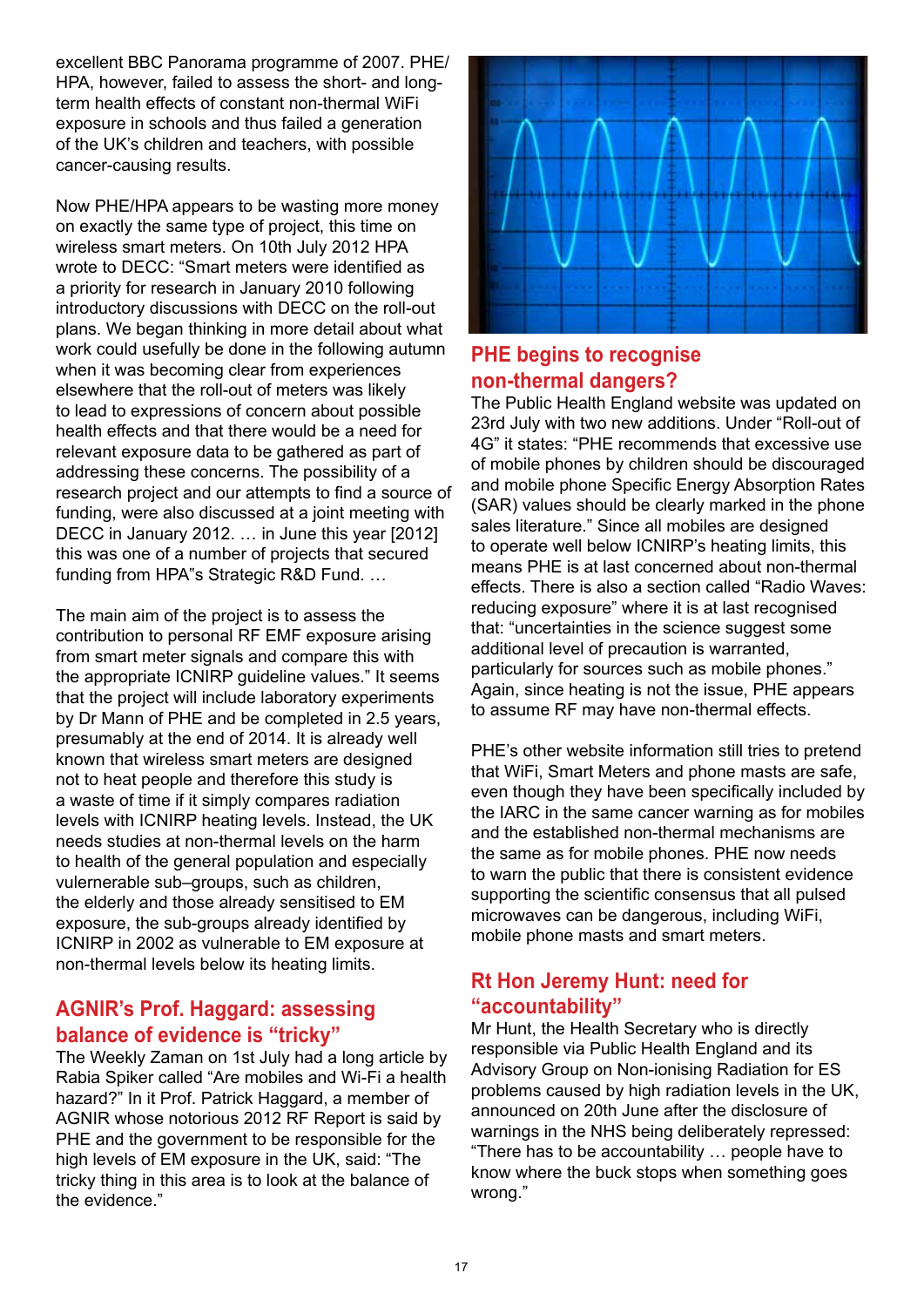excellent BBC Panorama programme of 2007. PHE/HPA, however, failed to assess the short- and long-term health effects of constant non-thermal WiFi exposure in schools and thus failed a generation of the UK's children and teachers, with possible cancer-causing results.

Now PHE/HPA appears to be wasting more money on exactly the same type of project, this time on wireless smart meters. On 10th July 2012 HPA wrote to DECC: "Smart meters were identified as a priority for research in January 2010 following introductory discussions with DECC on the roll-out plans. We began thinking in more detail about what work could usefully be done in the following autumn when it was becoming clear from experiences elsewhere that the roll-out of meters was likely to lead to expressions of concern about possible health effects and that there would be a need for relevant exposure data to be gathered as part of addressing these concerns. The possibility of a research project and our attempts to find a source of funding, were also discussed at a joint meeting with DECC in January 2012. … in June this year [2012] this was one of a number of projects that secured funding from HPA"s Strategic R&D Fund. …

The main aim of the project is to assess the contribution to personal RF EMF exposure arising from smart meter signals and compare this with the appropriate ICNIRP guideline values." It seems that the project will include laboratory experiments by Dr Mann of PHE and be completed in 2.5 years, presumably at the end of 2014. It is already well known that wireless smart meters are designed not to heat people and therefore this study is a waste of time if it simply compares radiation levels with ICNIRP heating levels. Instead, the UK needs studies at non-thermal levels on the harm to health of the general population and especially vulernerable sub–groups, such as children, the elderly and those already sensitised to EM exposure, the sub-groups already identified by ICNIRP in 2002 as vulnerable to EM exposure at non-thermal levels below its heating limits.

## AGNIR's Prof. Haggard: assessing balance of evidence is "tricky"

The Weekly Zaman on 1st July had a long article by Rabia Spiker called "Are mobiles and Wi-Fi a health hazard?" In it Prof. Patrick Haggard, a member of AGNIR whose notorious 2012 RF Report is said by PHE and the government to be responsible for the high levels of EM exposure in the UK, said: "The tricky thing in this area is to look at the balance of the evidence."

## PHE begins to recognise non-thermal dangers?

The Public Health England website was updated on 23rd July with two new additions. Under "Roll-out of 4G" it states: "PHE recommends that excessive use of mobile phones by children should be discouraged and mobile phone Specific Energy Absorption Rates (SAR) values should be clearly marked in the phone sales literature." Since all mobiles are designed to operate well below ICNIRP's heating limits, this means PHE is at last concerned about non-thermal effects. There is also a section called "Radio Waves: reducing exposure" where it is at last recognised that: "uncertainties in the science suggest some additional level of precaution is warranted, particularly for sources such as mobile phones." Again, since heating is not the issue, PHE appears to assume RF may have non-thermal effects.

PHE's other website information still tries to pretend that WiFi, Smart Meters and phone masts are safe, even though they have been specifically included by the IARC in the same cancer warning as for mobiles and the established non-thermal mechanisms are the same as for mobile phones. PHE now needs to warn the public that there is consistent evidence supporting the scientific consensus that all pulsed microwaves can be dangerous, including WiFi, mobile phone masts and smart meters.

## Rt Hon Jeremy Hunt: need for "accountability"

Mr Hunt, the Health Secretary who is directly responsible via Public Health England and its Advisory Group on Non-ionising Radiation for ES problems caused by high radiation levels in the UK, announced on 20th June after the disclosure of warnings in the NHS being deliberately repressed: "There has to be accountability … people have to know where the buck stops when something goes wrong."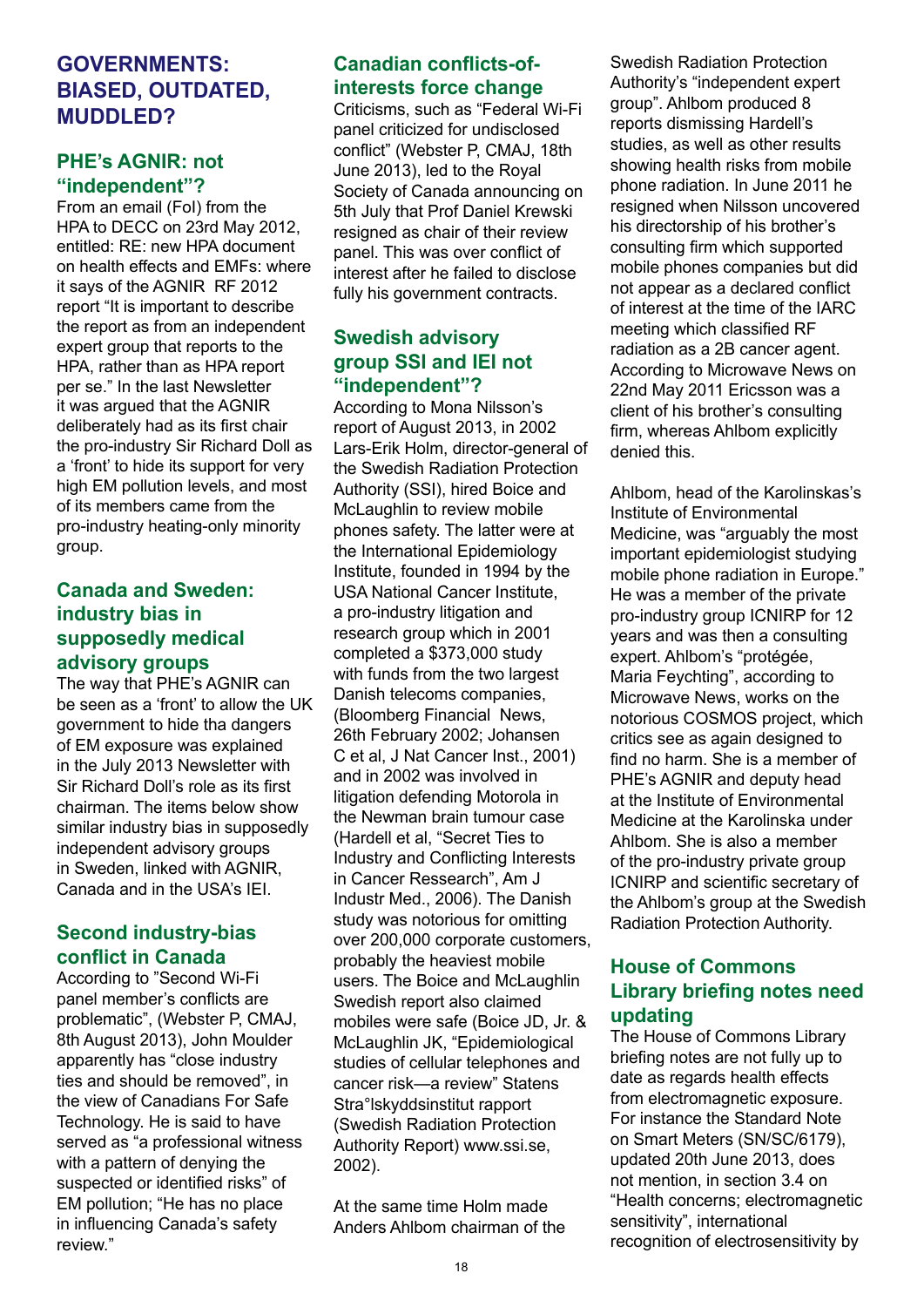# GOVERNMENTS: BIASED, OUTDATED, MUDDLED?

## PHE's AGNIR: not "independent"?

From an email (FoI) from the HPA to DECC on 23rd May 2012, entitled: RE: new HPA document on health effects and EMFs: where it says of the AGNIR RF 2012 report "It is important to describe the report as from an independent expert group that reports to the HPA, rather than as HPA report per se." In the last Newsletter it was argued that the AGNIR deliberately had as its first chair the pro-industry Sir Richard Doll as a 'front' to hide its support for very high EM pollution levels, and most of its members came from the pro-industry heating-only minority group.

## Canada and Sweden: industry bias in supposedly medical advisory groups

The way that PHE's AGNIR can be seen as a 'front' to allow the UK government to hide tha dangers of EM exposure was explained in the July 2013 Newsletter with Sir Richard Doll's role as its first chairman. The items below show similar industry bias in supposedly independent advisory groups in Sweden, linked with AGNIR, Canada and in the USA's IEI.

## Second industry-bias conflict in Canada

According to "Second Wi-Fi panel member's conflicts are problematic", (Webster P, CMAJ, 8th August 2013), John Moulder apparently has "close industry ties and should be removed", in the view of Canadians For Safe Technology. He is said to have served as "a professional witness with a pattern of denying the suspected or identified risks" of EM pollution; "He has no place in influencing Canada's safety review."

## Canadian conflicts-of-interests force change

Criticisms, such as "Federal Wi-Fi panel criticized for undisclosed conflict" (Webster P, CMAJ, 18th June 2013), led to the Royal Society of Canada announcing on 5th July that Prof Daniel Krewski resigned as chair of their review panel. This was over conflict of interest after he failed to disclose fully his government contracts.

## Swedish advisory group SSI and IEI not "independent"?

According to Mona Nilsson's report of August 2013, in 2002 Lars-Erik Holm, director-general of the Swedish Radiation Protection Authority (SSI), hired Boice and McLaughlin to review mobile phones safety. The latter were at the International Epidemiology Institute, founded in 1994 by the USA National Cancer Institute, a pro-industry litigation and research group which in 2001 completed a $373,000 study with funds from the two largest Danish telecoms companies, (Bloomberg Financial News, 26th February 2002; Johansen C et al, J Nat Cancer Inst., 2001) and in 2002 was involved in litigation defending Motorola in the Newman brain tumour case (Hardell et al, "Secret Ties to Industry and Conflicting Interests in Cancer Ressearch", Am J Industr Med., 2006). The Danish study was notorious for omitting over 200,000 corporate customers, probably the heaviest mobile users. The Boice and McLaughlin Swedish report also claimed mobiles were safe (Boice JD, Jr. & McLaughlin JK, "Epidemiological studies of cellular telephones and cancer risk—a review" Statens Stra°lskyddsinstitut rapport (Swedish Radiation Protection Authority Report) www.ssi.se, 2002).

At the same time Holm made Anders Ahlbom chairman of the Swedish Radiation Protection Authority's "independent expert group". Ahlbom produced 8 reports dismissing Hardell's studies, as well as other results showing health risks from mobile phone radiation. In June 2011 he resigned when Nilsson uncovered his directorship of his brother's consulting firm which supported mobile phones companies but did not appear as a declared conflict of interest at the time of the IARC meeting which classified RF radiation as a 2B cancer agent. According to Microwave News on 22nd May 2011 Ericsson was a client of his brother's consulting firm, whereas Ahlbom explicitly denied this.

Ahlbom, head of the Karolinskas's Institute of Environmental Medicine, was "arguably the most important epidemiologist studying mobile phone radiation in Europe." He was a member of the private pro-industry group ICNIRP for 12 years and was then a consulting expert. Ahlbom's "protégée, Maria Feychting", according to Microwave News, works on the notorious COSMOS project, which critics see as again designed to find no harm. She is a member of PHE's AGNIR and deputy head at the Institute of Environmental Medicine at the Karolinska under Ahlbom. She is also a member of the pro-industry private group ICNIRP and scientific secretary of the Ahlbom's group at the Swedish Radiation Protection Authority.

## House of Commons Library briefing notes need updating

The House of Commons Library briefing notes are not fully up to date as regards health effects from electromagnetic exposure. For instance the Standard Note on Smart Meters (SN/SC/6179), updated 20th June 2013, does not mention, in section 3.4 on "Health concerns; electromagnetic sensitivity", international recognition of electrosensitivity by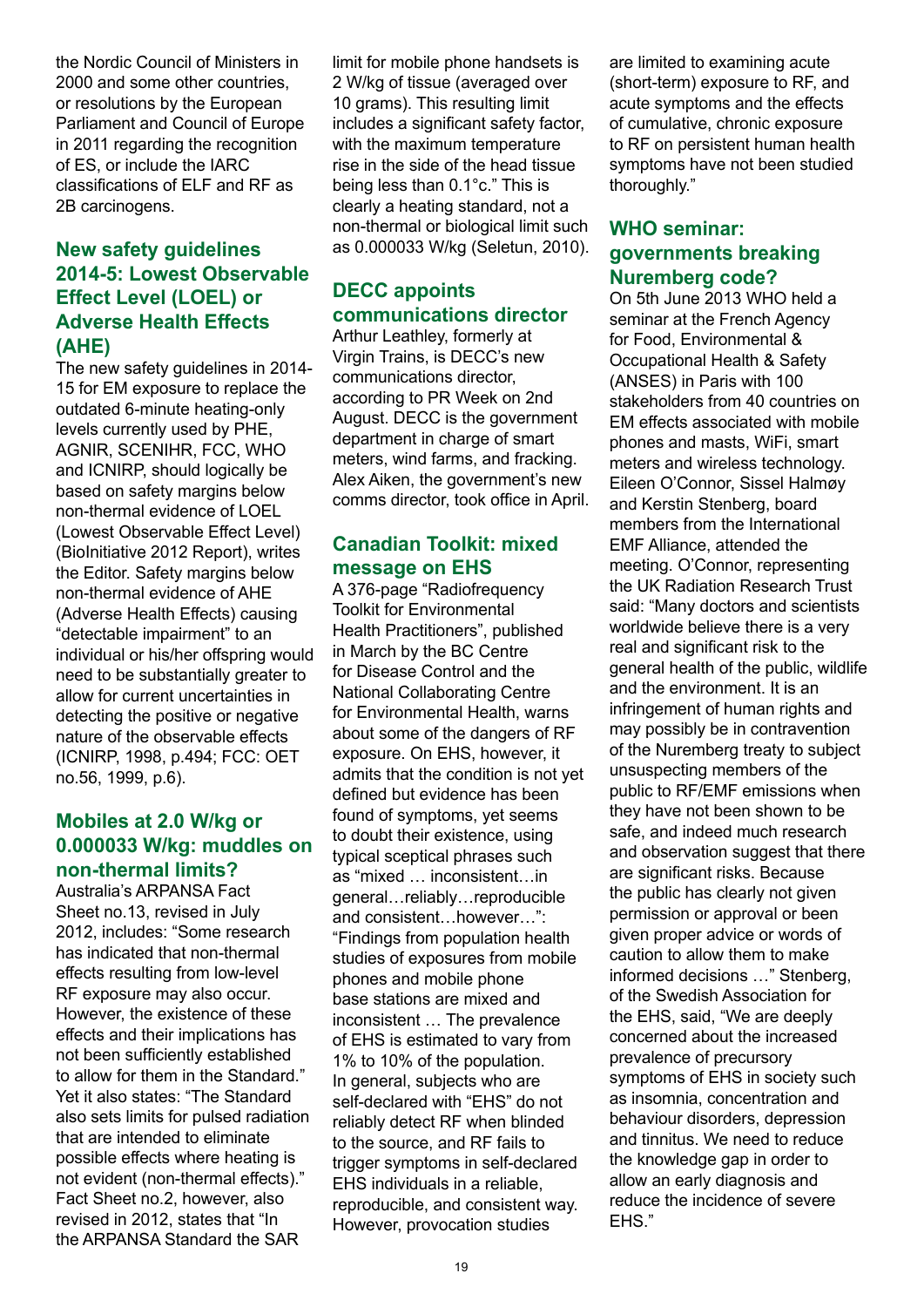the Nordic Council of Ministers in 2000 and some other countries, or resolutions by the European Parliament and Council of Europe in 2011 regarding the recognition of ES, or include the IARC classifications of ELF and RF as 2B carcinogens.

## New safety guidelines 2014-5: Lowest Observable Effect Level (LOEL) or Adverse Health Effects (AHE)

The new safety guidelines in 2014-15 for EM exposure to replace the outdated 6-minute heating-only levels currently used by PHE, AGNIR, SCENIHR, FCC, WHO and ICNIRP, should logically be based on safety margins below non-thermal evidence of LOEL (Lowest Observable Effect Level) (BioInitiative 2012 Report), writes the Editor. Safety margins below non-thermal evidence of AHE (Adverse Health Effects) causing "detectable impairment" to an individual or his/her offspring would need to be substantially greater to allow for current uncertainties in detecting the positive or negative nature of the observable effects (ICNIRP, 1998, p.494; FCC: OET no.56, 1999, p.6).

## Mobiles at 2.0 W/kg or 0.000033 W/kg: muddles on non-thermal limits?

Australia's ARPANSA Fact Sheet no.13, revised in July 2012, includes: "Some research has indicated that non-thermal effects resulting from low-level RF exposure may also occur. However, the existence of these effects and their implications has not been sufficiently established to allow for them in the Standard." Yet it also states: "The Standard also sets limits for pulsed radiation that are intended to eliminate possible effects where heating is not evident (non-thermal effects)." Fact Sheet no.2, however, also revised in 2012, states that "In the ARPANSA Standard the SAR limit for mobile phone handsets is 2 W/kg of tissue (averaged over 10 grams). This resulting limit includes a significant safety factor, with the maximum temperature rise in the side of the head tissue being less than 0.1°c." This is clearly a heating standard, not a non-thermal or biological limit such as 0.000033 W/kg (Seletun, 2010).

## DECC appoints communications director

Arthur Leathley, formerly at Virgin Trains, is DECC's new communications director, according to PR Week on 2nd August. DECC is the government department in charge of smart meters, wind farms, and fracking. Alex Aiken, the government's new comms director, took office in April.

## Canadian Toolkit: mixed message on EHS

A 376-page "Radiofrequency Toolkit for Environmental Health Practitioners", published in March by the BC Centre for Disease Control and the National Collaborating Centre for Environmental Health, warns about some of the dangers of RF exposure. On EHS, however, it admits that the condition is not yet defined but evidence has been found of symptoms, yet seems to doubt their existence, using typical sceptical phrases such as "mixed … inconsistent…in general…reliably…reproducible and consistent…however…": "Findings from population health studies of exposures from mobile phones and mobile phone base stations are mixed and inconsistent … The prevalence of EHS is estimated to vary from 1% to 10% of the population. In general, subjects who are self-declared with "EHS" do not reliably detect RF when blinded to the source, and RF fails to trigger symptoms in self-declared EHS individuals in a reliable, reproducible, and consistent way. However, provocation studies are limited to examining acute (short-term) exposure to RF, and acute symptoms and the effects of cumulative, chronic exposure to RF on persistent human health symptoms have not been studied thoroughly."

## WHO seminar: governments breaking Nuremberg code?

On 5th June 2013 WHO held a seminar at the French Agency for Food, Environmental & Occupational Health & Safety (ANSES) in Paris with 100 stakeholders from 40 countries on EM effects associated with mobile phones and masts, WiFi, smart meters and wireless technology. Eileen O'Connor, Sissel Halmøy and Kerstin Stenberg, board members from the International EMF Alliance, attended the meeting. O'Connor, representing the UK Radiation Research Trust said: "Many doctors and scientists worldwide believe there is a very real and significant risk to the general health of the public, wildlife and the environment. It is an infringement of human rights and may possibly be in contravention of the Nuremberg treaty to subject unsuspecting members of the public to RF/EMF emissions when they have not been shown to be safe, and indeed much research and observation suggest that there are significant risks. Because the public has clearly not given permission or approval or been given proper advice or words of caution to allow them to make informed decisions …" Stenberg, of the Swedish Association for the EHS, said, "We are deeply concerned about the increased prevalence of precursory symptoms of EHS in society such as insomnia, concentration and behaviour disorders, depression and tinnitus. We need to reduce the knowledge gap in order to allow an early diagnosis and reduce the incidence of severe EHS."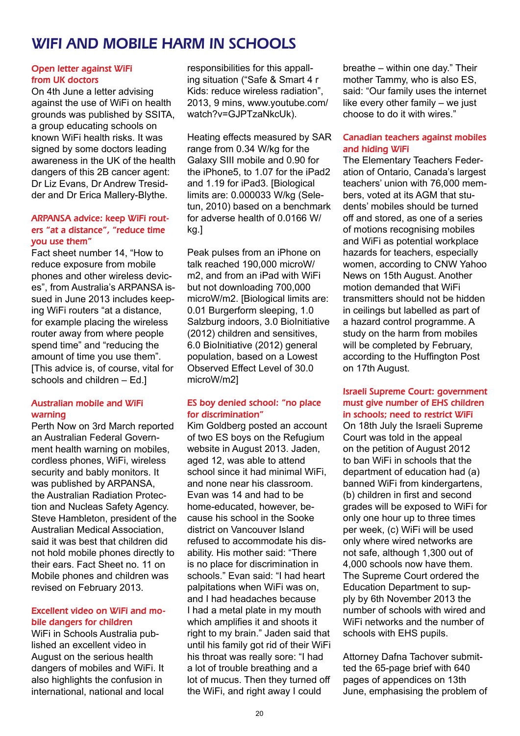# WIFI AND MOBILE HARM IN SCHOOLS

### Open letter against WiFi from UK doctors

On 4th June a letter advising against the use of WiFi on health grounds was published by SSITA, a group educating schools on known WiFi health risks. It was signed by some doctors leading awareness in the UK of the health dangers of this 2B cancer agent: Dr Liz Evans, Dr Andrew Tresidder and Dr Erica Mallery-Blythe.

### ARPANSA advice: keep WiFi routers "at a distance", "reduce time you use them"

Fact sheet number 14, "How to reduce exposure from mobile phones and other wireless devices", from Australia's ARPANSA issued in June 2013 includes keeping WiFi routers "at a distance, for example placing the wireless router away from where people spend time" and "reducing the amount of time you use them". [This advice is, of course, vital for schools and children – Ed.]

### Australian mobile and WiFi warning

Perth Now on 3rd March reported an Australian Federal Government health warning on mobiles, cordless phones, WiFi, wireless security and bably monitors. It was published by ARPANSA, the Australian Radiation Protection and Nucleas Safety Agency. Steve Hambleton, president of the Australian Medical Association, said it was best that children did not hold mobile phones directly to their ears. Fact Sheet no. 11 on Mobile phones and children was revised on February 2013.

### Excellent video on WiFi and mobile dangers for children

WiFi in Schools Australia published an excellent video in August on the serious health dangers of mobiles and WiFi. It also highlights the confusion in international, national and local responsibilities for this appalling situation ("Safe & Smart 4 r Kids: reduce wireless radiation", 2013, 9 mins, www.youtube.com/watch?v=GJPTzaNkcUk).

Heating effects measured by SAR range from 0.34 W/kg for the Galaxy SIII mobile and 0.90 for the iPhone5, to 1.07 for the iPad2 and 1.19 for iPad3. [Biological limits are: 0.000033 W/kg (Seletun, 2010) based on a benchmark for adverse health of 0.0166 W/kg.]

Peak pulses from an iPhone on talk reached 190,000 microW/m2, and from an iPad with WiFi but not downloading 700,000 microW/m2. [Biological limits are: 0.01 Burgerform sleeping, 1.0 Salzburg indoors, 3.0 BioInitiative (2012) children and sensitives, 6.0 BioInitiative (2012) general population, based on a Lowest Observed Effect Level of 30.0 microW/m2]

### ES boy denied school: "no place for discrimination"

Kim Goldberg posted an account of two ES boys on the Refugium website in August 2013. Jaden, aged 12, was able to attend school since it had minimal WiFi, and none near his classroom. Evan was 14 and had to be home-educated, however, because his school in the Sooke district on Vancouver Island refused to accommodate his disability. His mother said: "There is no place for discrimination in schools." Evan said: "I had heart palpitations when WiFi was on, and I had headaches because I had a metal plate in my mouth which amplifies it and shoots it right to my brain." Jaden said that until his family got rid of their WiFi his throat was really sore: "I had a lot of trouble breathing and a lot of mucus. Then they turned off the WiFi, and right away I could breathe – within one day." Their mother Tammy, who is also ES, said: "Our family uses the internet like every other family – we just choose to do it with wires."

### Canadian teachers against mobiles and hiding WiFi

The Elementary Teachers Federation of Ontario, Canada's largest teachers' union with 76,000 members, voted at its AGM that students' mobiles should be turned off and stored, as one of a series of motions recognising mobiles and WiFi as potential workplace hazards for teachers, especially women, according to CNW Yahoo News on 15th August. Another motion demanded that WiFi transmitters should not be hidden in ceilings but labelled as part of a hazard control programme. A study on the harm from mobiles will be completed by February, according to the Huffington Post on 17th August.

### Israeli Supreme Court: government must give number of EHS children in schools; need to restrict WiFi

On 18th July the Israeli Supreme Court was told in the appeal on the petition of August 2012 to ban WiFi in schools that the department of education had (a) banned WiFi from kindergartens, (b) children in first and second grades will be exposed to WiFi for only one hour up to three times per week, (c) WiFi will be used only where wired networks are not safe, although 1,300 out of 4,000 schools now have them. The Supreme Court ordered the Education Department to supply by 6th November 2013 the number of schools with wired and WiFi networks and the number of schools with EHS pupils.

Attorney Dafna Tachover submitted the 65-page brief with 640 pages of appendices on 13th June, emphasising the problem of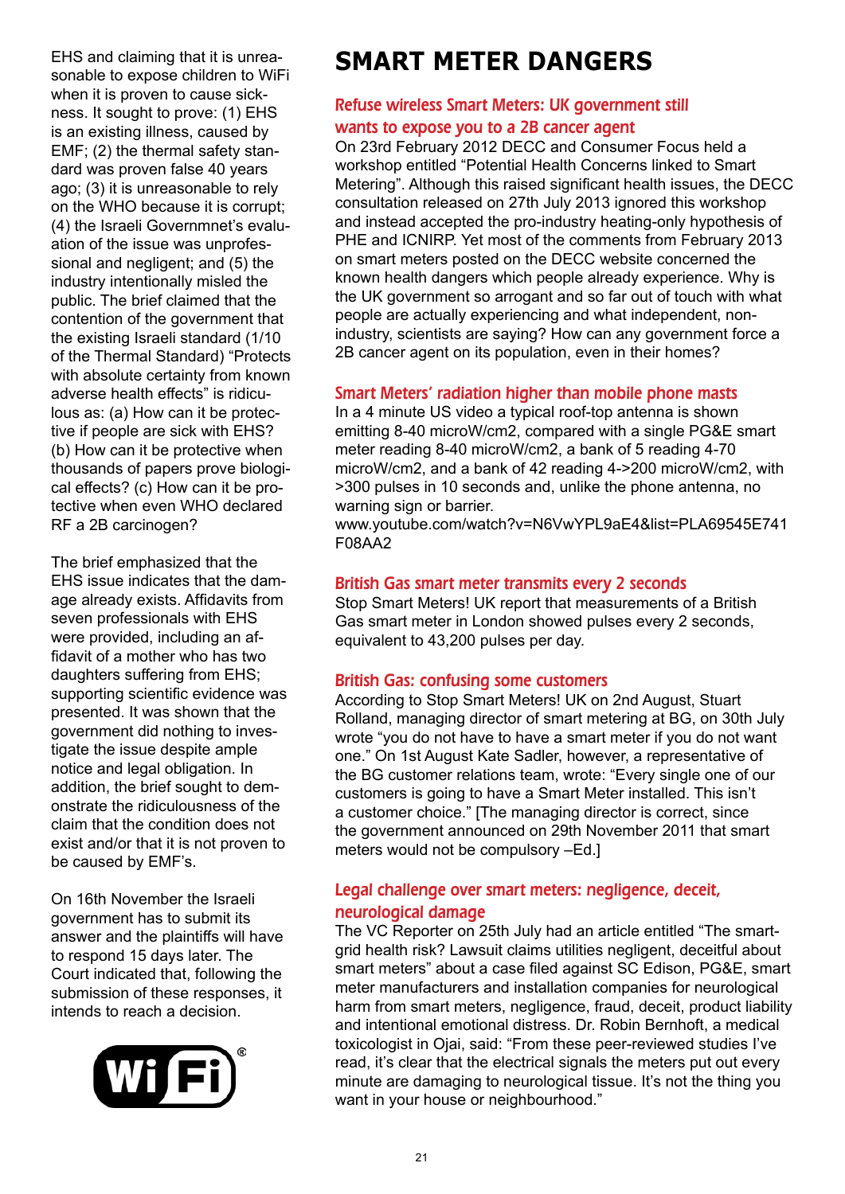EHS and claiming that it is unreasonable to expose children to WiFi when it is proven to cause sickness. It sought to prove: (1) EHS is an existing illness, caused by EMF; (2) the thermal safety standard was proven false 40 years ago; (3) it is unreasonable to rely on the WHO because it is corrupt; (4) the Israeli Governmnet's evaluation of the issue was unprofessional and negligent; and (5) the industry intentionally misled the public. The brief claimed that the contention of the government that the existing Israeli standard (1/10 of the Thermal Standard) "Protects with absolute certainty from known adverse health effects" is ridiculous as: (a) How can it be protective if people are sick with EHS? (b) How can it be protective when thousands of papers prove biological effects? (c) How can it be protective when even WHO declared RF a 2B carcinogen?

The brief emphasized that the EHS issue indicates that the damage already exists. Affidavits from seven professionals with EHS were provided, including an affidavit of a mother who has two daughters suffering from EHS; supporting scientific evidence was presented. It was shown that the government did nothing to investigate the issue despite ample notice and legal obligation. In addition, the brief sought to demonstrate the ridiculousness of the claim that the condition does not exist and/or that it is not proven to be caused by EMF's.

On 16th November the Israeli government has to submit its answer and the plaintiffs will have to respond 15 days later. The Court indicated that, following the submission of these responses, it intends to reach a decision.

# SMART METER DANGERS

## Refuse wireless Smart Meters: UK government still wants to expose you to a 2B cancer agent

On 23rd February 2012 DECC and Consumer Focus held a workshop entitled "Potential Health Concerns linked to Smart Metering". Although this raised significant health issues, the DECC consultation released on 27th July 2013 ignored this workshop and instead accepted the pro-industry heating-only hypothesis of PHE and ICNIRP. Yet most of the comments from February 2013 on smart meters posted on the DECC website concerned the known health dangers which people already experience. Why is the UK government so arrogant and so far out of touch with what people are actually experiencing and what independent, non-industry, scientists are saying? How can any government force a 2B cancer agent on its population, even in their homes?

## Smart Meters' radiation higher than mobile phone masts

In a 4 minute US video a typical roof-top antenna is shown emitting 8-40 microW/cm2, compared with a single PG&E smart meter reading 8-40 microW/cm2, a bank of 5 reading 4-70 microW/cm2, and a bank of 42 reading 4->200 microW/cm2, with >300 pulses in 10 seconds and, unlike the phone antenna, no warning sign or barrier.
www.youtube.com/watch?v=N6VwYPL9aE4&list=PLA69545E741F08AA2

## British Gas smart meter transmits every 2 seconds

Stop Smart Meters! UK report that measurements of a British Gas smart meter in London showed pulses every 2 seconds, equivalent to 43,200 pulses per day.

## British Gas: confusing some customers

According to Stop Smart Meters! UK on 2nd August, Stuart Rolland, managing director of smart metering at BG, on 30th July wrote "you do not have to have a smart meter if you do not want one." On 1st August Kate Sadler, however, a representative of the BG customer relations team, wrote: "Every single one of our customers is going to have a Smart Meter installed. This isn't a customer choice." [The managing director is correct, since the government announced on 29th November 2011 that smart meters would not be compulsory –Ed.]

## Legal challenge over smart meters: negligence, deceit, neurological damage

The VC Reporter on 25th July had an article entitled "The smart-grid health risk? Lawsuit claims utilities negligent, deceitful about smart meters" about a case filed against SC Edison, PG&E, smart meter manufacturers and installation companies for neurological harm from smart meters, negligence, fraud, deceit, product liability and intentional emotional distress. Dr. Robin Bernhoft, a medical toxicologist in Ojai, said: "From these peer-reviewed studies I've read, it's clear that the electrical signals the meters put out every minute are damaging to neurological tissue. It's not the thing you want in your house or neighbourhood."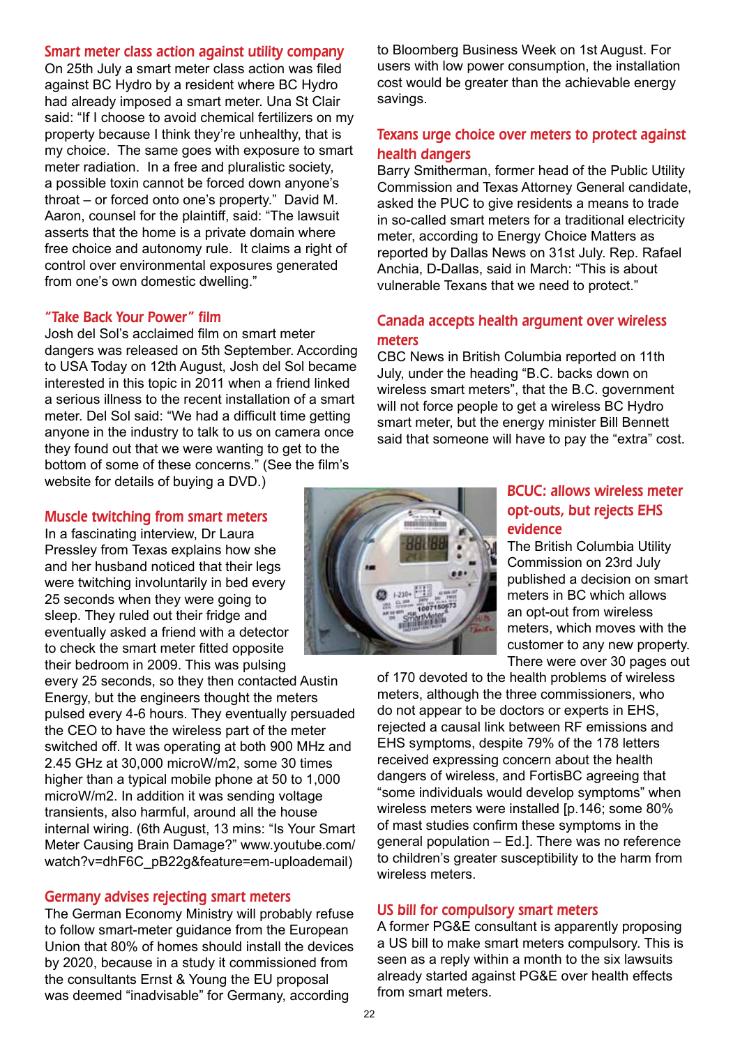## Smart meter class action against utility company

On 25th July a smart meter class action was filed against BC Hydro by a resident where BC Hydro had already imposed a smart meter. Una St Clair said: "If I choose to avoid chemical fertilizers on my property because I think they're unhealthy, that is my choice. The same goes with exposure to smart meter radiation. In a free and pluralistic society, a possible toxin cannot be forced down anyone's throat – or forced onto one's property." David M. Aaron, counsel for the plaintiff, said: "The lawsuit asserts that the home is a private domain where free choice and autonomy rule. It claims a right of control over environmental exposures generated from one's own domestic dwelling."

## "Take Back Your Power" film

Josh del Sol's acclaimed film on smart meter dangers was released on 5th September. According to USA Today on 12th August, Josh del Sol became interested in this topic in 2011 when a friend linked a serious illness to the recent installation of a smart meter. Del Sol said: "We had a difficult time getting anyone in the industry to talk to us on camera once they found out that we were wanting to get to the bottom of some of these concerns." (See the film's website for details of buying a DVD.)

## Muscle twitching from smart meters

In a fascinating interview, Dr Laura Pressley from Texas explains how she and her husband noticed that their legs were twitching involuntarily in bed every 25 seconds when they were going to sleep. They ruled out their fridge and eventually asked a friend with a detector to check the smart meter fitted opposite their bedroom in 2009. This was pulsing every 25 seconds, so they then contacted Austin Energy, but the engineers thought the meters pulsed every 4-6 hours. They eventually persuaded the CEO to have the wireless part of the meter switched off. It was operating at both 900 MHz and 2.45 GHz at 30,000 microW/m2, some 30 times higher than a typical mobile phone at 50 to 1,000 microW/m2. In addition it was sending voltage transients, also harmful, around all the house internal wiring. (6th August, 13 mins: "Is Your Smart Meter Causing Brain Damage?" www.youtube.com/watch?v=dhF6C_pB22g&feature=em-uploademail)

## Germany advises rejecting smart meters

The German Economy Ministry will probably refuse to follow smart-meter guidance from the European Union that 80% of homes should install the devices by 2020, because in a study it commissioned from the consultants Ernst & Young the EU proposal was deemed "inadvisable" for Germany, according to Bloomberg Business Week on 1st August. For users with low power consumption, the installation cost would be greater than the achievable energy savings.

## Texans urge choice over meters to protect against health dangers

Barry Smitherman, former head of the Public Utility Commission and Texas Attorney General candidate, asked the PUC to give residents a means to trade in so-called smart meters for a traditional electricity meter, according to Energy Choice Matters as reported by Dallas News on 31st July. Rep. Rafael Anchia, D-Dallas, said in March: "This is about vulnerable Texans that we need to protect."

## Canada accepts health argument over wireless meters

CBC News in British Columbia reported on 11th July, under the heading "B.C. backs down on wireless smart meters", that the B.C. government will not force people to get a wireless BC Hydro smart meter, but the energy minister Bill Bennett said that someone will have to pay the "extra" cost.

## BCUC: allows wireless meter opt-outs, but rejects EHS evidence

The British Columbia Utility Commission on 23rd July published a decision on smart meters in BC which allows an opt-out from wireless meters, which moves with the customer to any new property. There were over 30 pages out of 170 devoted to the health problems of wireless meters, although the three commissioners, who do not appear to be doctors or experts in EHS, rejected a causal link between RF emissions and EHS symptoms, despite 79% of the 178 letters received expressing concern about the health dangers of wireless, and FortisBC agreeing that "some individuals would develop symptoms" when wireless meters were installed [p.146; some 80% of mast studies confirm these symptoms in the general population – Ed.]. There was no reference to children's greater susceptibility to the harm from wireless meters.

## US bill for compulsory smart meters

A former PG&E consultant is apparently proposing a US bill to make smart meters compulsory. This is seen as a reply within a month to the six lawsuits already started against PG&E over health effects from smart meters.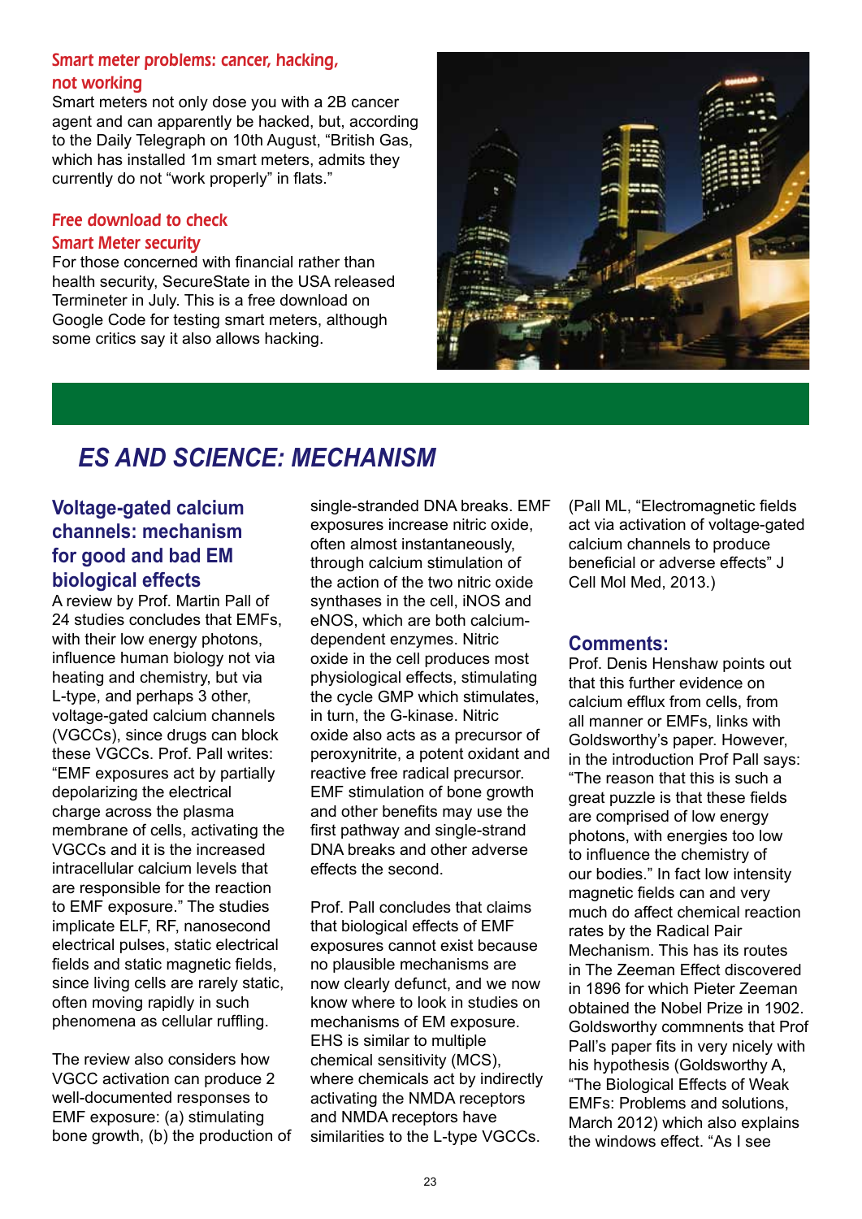## Smart meter problems: cancer, hacking, not working

Smart meters not only dose you with a 2B cancer agent and can apparently be hacked, but, according to the Daily Telegraph on 10th August, "British Gas, which has installed 1m smart meters, admits they currently do not "work properly" in flats."

## Free download to check Smart Meter security

For those concerned with financial rather than health security, SecureState in the USA released Termineter in July. This is a free download on Google Code for testing smart meters, although some critics say it also allows hacking.

# ES AND SCIENCE: MECHANISM

## Voltage-gated calcium channels: mechanism for good and bad EM biological effects

A review by Prof. Martin Pall of 24 studies concludes that EMFs, with their low energy photons, influence human biology not via heating and chemistry, but via L-type, and perhaps 3 other, voltage-gated calcium channels (VGCCs), since drugs can block these VGCCs. Prof. Pall writes: "EMF exposures act by partially depolarizing the electrical charge across the plasma membrane of cells, activating the VGCCs and it is the increased intracellular calcium levels that are responsible for the reaction to EMF exposure." The studies implicate ELF, RF, nanosecond electrical pulses, static electrical fields and static magnetic fields, since living cells are rarely static, often moving rapidly in such phenomena as cellular ruffling.

The review also considers how VGCC activation can produce 2 well-documented responses to EMF exposure: (a) stimulating bone growth, (b) the production of single-stranded DNA breaks. EMF exposures increase nitric oxide, often almost instantaneously, through calcium stimulation of the action of the two nitric oxide synthases in the cell, iNOS and eNOS, which are both calcium-dependent enzymes. Nitric oxide in the cell produces most physiological effects, stimulating the cycle GMP which stimulates, in turn, the G-kinase. Nitric oxide also acts as a precursor of peroxynitrite, a potent oxidant and reactive free radical precursor. EMF stimulation of bone growth and other benefits may use the first pathway and single-strand DNA breaks and other adverse effects the second.

Prof. Pall concludes that claims that biological effects of EMF exposures cannot exist because no plausible mechanisms are now clearly defunct, and we now know where to look in studies on mechanisms of EM exposure. EHS is similar to multiple chemical sensitivity (MCS), where chemicals act by indirectly activating the NMDA receptors and NMDA receptors have similarities to the L-type VGCCs.

(Pall ML, "Electromagnetic fields act via activation of voltage-gated calcium channels to produce beneficial or adverse effects" J Cell Mol Med, 2013.)

### Comments:

Prof. Denis Henshaw points out that this further evidence on calcium efflux from cells, from all manner or EMFs, links with Goldsworthy's paper. However, in the introduction Prof Pall says: "The reason that this is such a great puzzle is that these fields are comprised of low energy photons, with energies too low to influence the chemistry of our bodies." In fact low intensity magnetic fields can and very much do affect chemical reaction rates by the Radical Pair Mechanism. This has its routes in The Zeeman Effect discovered in 1896 for which Pieter Zeeman obtained the Nobel Prize in 1902. Goldsworthy comnments that Prof Pall's paper fits in very nicely with his hypothesis (Goldsworthy A, "The Biological Effects of Weak EMFs: Problems and solutions, March 2012) which also explains the windows effect. "As I see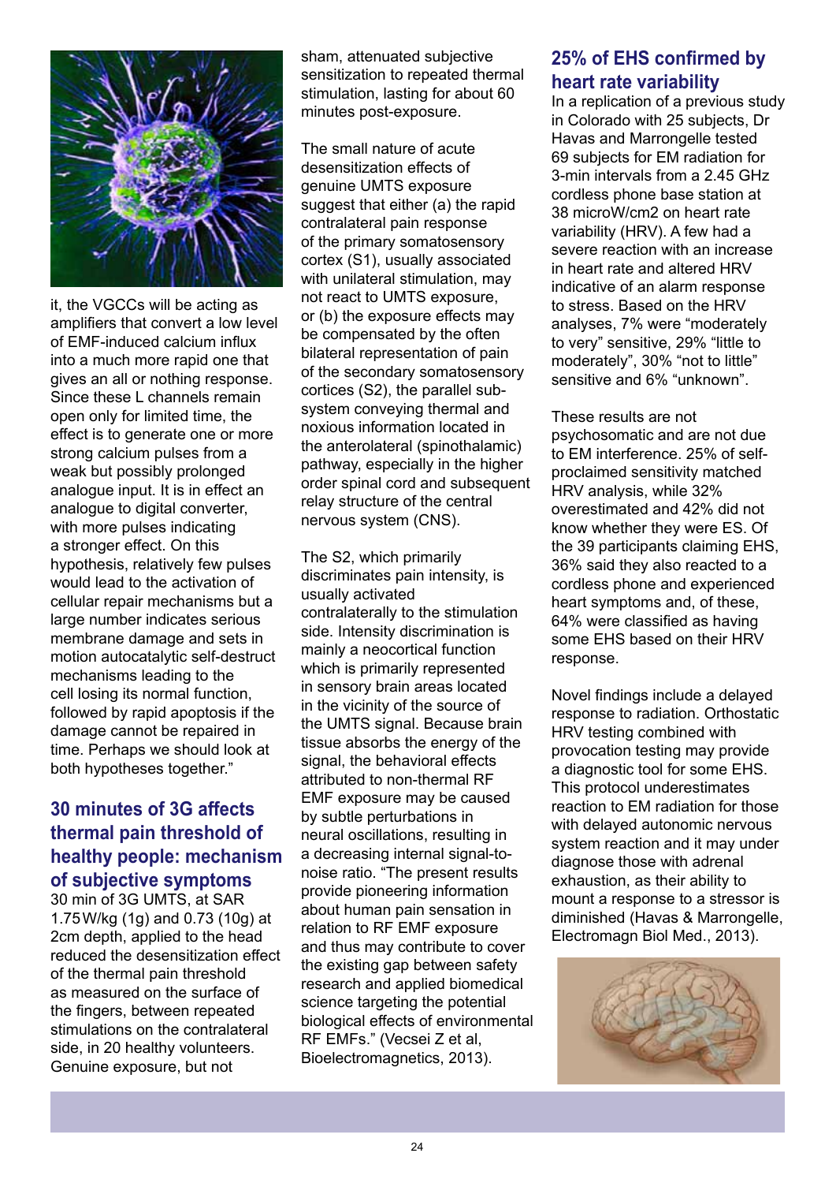it, the VGCCs will be acting as amplifiers that convert a low level of EMF-induced calcium influx into a much more rapid one that gives an all or nothing response. Since these L channels remain open only for limited time, the effect is to generate one or more strong calcium pulses from a weak but possibly prolonged analogue input. It is in effect an analogue to digital converter, with more pulses indicating a stronger effect. On this hypothesis, relatively few pulses would lead to the activation of cellular repair mechanisms but a large number indicates serious membrane damage and sets in motion autocatalytic self-destruct mechanisms leading to the cell losing its normal function, followed by rapid apoptosis if the damage cannot be repaired in time. Perhaps we should look at both hypotheses together."

## 30 minutes of 3G affects thermal pain threshold of healthy people: mechanism of subjective symptoms

30 min of 3G UMTS, at SAR 1.75 W/kg (1g) and 0.73 (10g) at 2cm depth, applied to the head reduced the desensitization effect of the thermal pain threshold as measured on the surface of the fingers, between repeated stimulations on the contralateral side, in 20 healthy volunteers. Genuine exposure, but not sham, attenuated subjective sensitization to repeated thermal stimulation, lasting for about 60 minutes post-exposure.

The small nature of acute desensitization effects of genuine UMTS exposure suggest that either (a) the rapid contralateral pain response of the primary somatosensory cortex (S1), usually associated with unilateral stimulation, may not react to UMTS exposure, or (b) the exposure effects may be compensated by the often bilateral representation of pain of the secondary somatosensory cortices (S2), the parallel sub-system conveying thermal and noxious information located in the anterolateral (spinothalamic) pathway, especially in the higher order spinal cord and subsequent relay structure of the central nervous system (CNS).

The S2, which primarily discriminates pain intensity, is usually activated contralaterally to the stimulation side. Intensity discrimination is mainly a neocortical function which is primarily represented in sensory brain areas located in the vicinity of the source of the UMTS signal. Because brain tissue absorbs the energy of the signal, the behavioral effects attributed to non-thermal RF EMF exposure may be caused by subtle perturbations in neural oscillations, resulting in a decreasing internal signal-to-noise ratio. "The present results provide pioneering information about human pain sensation in relation to RF EMF exposure and thus may contribute to cover the existing gap between safety research and applied biomedical science targeting the potential biological effects of environmental RF EMFs." (Vecsei Z et al, Bioelectromagnetics, 2013).

## 25% of EHS confirmed by heart rate variability

In a replication of a previous study in Colorado with 25 subjects, Dr Havas and Marrongelle tested 69 subjects for EM radiation for 3-min intervals from a 2.45 GHz cordless phone base station at 38 microW/cm2 on heart rate variability (HRV). A few had a severe reaction with an increase in heart rate and altered HRV indicative of an alarm response to stress. Based on the HRV analyses, 7% were "moderately to very" sensitive, 29% "little to moderately", 30% "not to little" sensitive and 6% "unknown".

These results are not psychosomatic and are not due to EM interference. 25% of self-proclaimed sensitivity matched HRV analysis, while 32% overestimated and 42% did not know whether they were ES. Of the 39 participants claiming EHS, 36% said they also reacted to a cordless phone and experienced heart symptoms and, of these, 64% were classified as having some EHS based on their HRV response.

Novel findings include a delayed response to radiation. Orthostatic HRV testing combined with provocation testing may provide a diagnostic tool for some EHS. This protocol underestimates reaction to EM radiation for those with delayed autonomic nervous system reaction and it may under diagnose those with adrenal exhaustion, as their ability to mount a response to a stressor is diminished (Havas & Marrongelle, Electromagn Biol Med., 2013).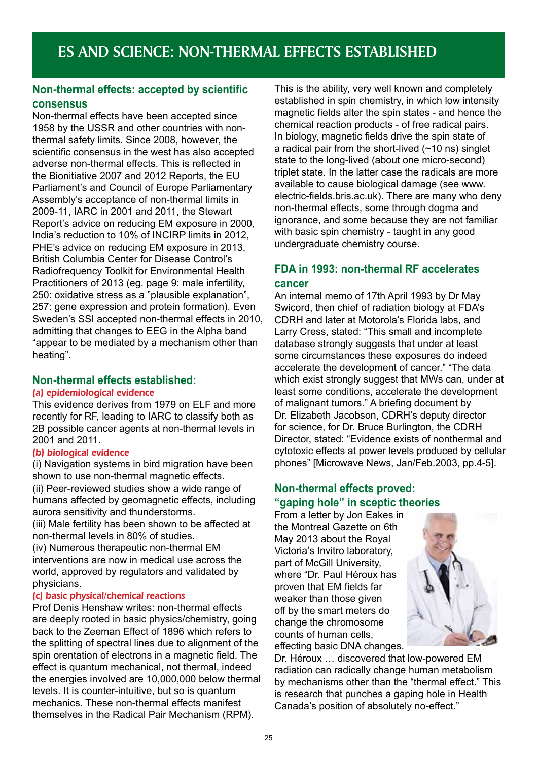# ES AND SCIENCE: NON-THERMAL EFFECTS ESTABLISHED

## Non-thermal effects: accepted by scientific consensus

Non-thermal effects have been accepted since 1958 by the USSR and other countries with non-thermal safety limits. Since 2008, however, the scientific consensus in the west has also accepted adverse non-thermal effects. This is reflected in the Bionitiative 2007 and 2012 Reports, the EU Parliament's and Council of Europe Parliamentary Assembly's acceptance of non-thermal limits in 2009-11, IARC in 2001 and 2011, the Stewart Report's advice on reducing EM exposure in 2000, India's reduction to 10% of INCIRP limits in 2012, PHE's advice on reducing EM exposure in 2013, British Columbia Center for Disease Control's Radiofrequency Toolkit for Environmental Health Practitioners of 2013 (eg. page 9: male infertility, 250: oxidative stress as a "plausible explanation", 257: gene expression and protein formation). Even Sweden's SSI accepted non-thermal effects in 2010, admitting that changes to EEG in the Alpha band "appear to be mediated by a mechanism other than heating".

## Non-thermal effects established:

### (a) epidemiological evidence

This evidence derives from 1979 on ELF and more recently for RF, leading to IARC to classify both as 2B possible cancer agents at non-thermal levels in 2001 and 2011.

### (b) biological evidence

(i) Navigation systems in bird migration have been shown to use non-thermal magnetic effects.

(ii) Peer-reviewed studies show a wide range of humans affected by geomagnetic effects, including aurora sensitivity and thunderstorms.

(iii) Male fertility has been shown to be affected at non-thermal levels in 80% of studies.

(iv) Numerous therapeutic non-thermal EM interventions are now in medical use across the world, approved by regulators and validated by physicians.

### (c) basic physical/chemical reactions

Prof Denis Henshaw writes: non-thermal effects are deeply rooted in basic physics/chemistry, going back to the Zeeman Effect of 1896 which refers to the splitting of spectral lines due to alignment of the spin orentation of electrons in a magnetic field. The effect is quantum mechanical, not thermal, indeed the energies involved are 10,000,000 below thermal levels. It is counter-intuitive, but so is quantum mechanics. These non-thermal effects manifest themselves in the Radical Pair Mechanism (RPM). This is the ability, very well known and completely established in spin chemistry, in which low intensity magnetic fields alter the spin states - and hence the chemical reaction products - of free radical pairs. In biology, magnetic fields drive the spin state of a radical pair from the short-lived (~10 ns) singlet state to the long-lived (about one micro-second) triplet state. In the latter case the radicals are more available to cause biological damage (see www.electric-fields.bris.ac.uk). There are many who deny non-thermal effects, some through dogma and ignorance, and some because they are not familiar with basic spin chemistry - taught in any good undergraduate chemistry course.

## FDA in 1993: non-thermal RF accelerates cancer

An internal memo of 17th April 1993 by Dr May Swicord, then chief of radiation biology at FDA's CDRH and later at Motorola's Florida labs, and Larry Cress, stated: "This small and incomplete database strongly suggests that under at least some circumstances these exposures do indeed accelerate the development of cancer." "The data which exist strongly suggest that MWs can, under at least some conditions, accelerate the development of malignant tumors." A briefing document by Dr. Elizabeth Jacobson, CDRH's deputy director for science, for Dr. Bruce Burlington, the CDRH Director, stated: "Evidence exists of nonthermal and cytotoxic effects at power levels produced by cellular phones" [Microwave News, Jan/Feb.2003, pp.4-5].

## Non-thermal effects proved: "gaping hole" in sceptic theories

From a letter by Jon Eakes in the Montreal Gazette on 6th May 2013 about the Royal Victoria's Invitro laboratory, part of McGill University, where "Dr. Paul Héroux has proven that EM fields far weaker than those given off by the smart meters do change the chromosome counts of human cells, effecting basic DNA changes. Dr. Héroux … discovered that low-powered EM radiation can radically change human metabolism by mechanisms other than the "thermal effect." This is research that punches a gaping hole in Health Canada's position of absolutely no-effect."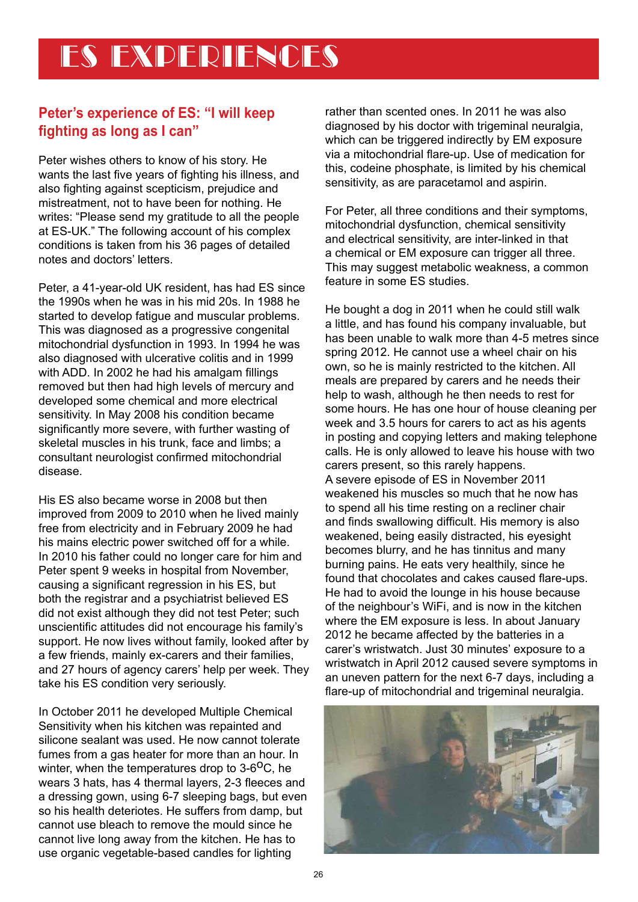# ES EXPERIENCES

## Peter's experience of ES: "I will keep fighting as long as I can"

Peter wishes others to know of his story. He wants the last five years of fighting his illness, and also fighting against scepticism, prejudice and mistreatment, not to have been for nothing. He writes: "Please send my gratitude to all the people at ES-UK." The following account of his complex conditions is taken from his 36 pages of detailed notes and doctors' letters.

Peter, a 41-year-old UK resident, has had ES since the 1990s when he was in his mid 20s. In 1988 he started to develop fatigue and muscular problems. This was diagnosed as a progressive congenital mitochondrial dysfunction in 1993. In 1994 he was also diagnosed with ulcerative colitis and in 1999 with ADD. In 2002 he had his amalgam fillings removed but then had high levels of mercury and developed some chemical and more electrical sensitivity. In May 2008 his condition became significantly more severe, with further wasting of skeletal muscles in his trunk, face and limbs; a consultant neurologist confirmed mitochondrial disease.

His ES also became worse in 2008 but then improved from 2009 to 2010 when he lived mainly free from electricity and in February 2009 he had his mains electric power switched off for a while. In 2010 his father could no longer care for him and Peter spent 9 weeks in hospital from November, causing a significant regression in his ES, but both the registrar and a psychiatrist believed ES did not exist although they did not test Peter; such unscientific attitudes did not encourage his family's support. He now lives without family, looked after by a few friends, mainly ex-carers and their families, and 27 hours of agency carers' help per week. They take his ES condition very seriously.

In October 2011 he developed Multiple Chemical Sensitivity when his kitchen was repainted and silicone sealant was used. He now cannot tolerate fumes from a gas heater for more than an hour. In winter, when the temperatures drop to 3-6$^{o}$C, he wears 3 hats, has 4 thermal layers, 2-3 fleeces and a dressing gown, using 6-7 sleeping bags, but even so his health deteriotes. He suffers from damp, but cannot use bleach to remove the mould since he cannot live long away from the kitchen. He has to use organic vegetable-based candles for lighting rather than scented ones. In 2011 he was also diagnosed by his doctor with trigeminal neuralgia, which can be triggered indirectly by EM exposure via a mitochondrial flare-up. Use of medication for this, codeine phosphate, is limited by his chemical sensitivity, as are paracetamol and aspirin.

For Peter, all three conditions and their symptoms, mitochondrial dysfunction, chemical sensitivity and electrical sensitivity, are inter-linked in that a chemical or EM exposure can trigger all three. This may suggest metabolic weakness, a common feature in some ES studies.

He bought a dog in 2011 when he could still walk a little, and has found his company invaluable, but has been unable to walk more than 4-5 metres since spring 2012. He cannot use a wheel chair on his own, so he is mainly restricted to the kitchen. All meals are prepared by carers and he needs their help to wash, although he then needs to rest for some hours. He has one hour of house cleaning per week and 3.5 hours for carers to act as his agents in posting and copying letters and making telephone calls. He is only allowed to leave his house with two carers present, so this rarely happens.
A severe episode of ES in November 2011 weakened his muscles so much that he now has to spend all his time resting on a recliner chair and finds swallowing difficult. His memory is also weakened, being easily distracted, his eyesight becomes blurry, and he has tinnitus and many burning pains. He eats very healthily, since he found that chocolates and cakes caused flare-ups. He had to avoid the lounge in his house because of the neighbour's WiFi, and is now in the kitchen where the EM exposure is less. In about January 2012 he became affected by the batteries in a carer's wristwatch. Just 30 minutes' exposure to a wristwatch in April 2012 caused severe symptoms in an uneven pattern for the next 6-7 days, including a flare-up of mitochondrial and trigeminal neuralgia.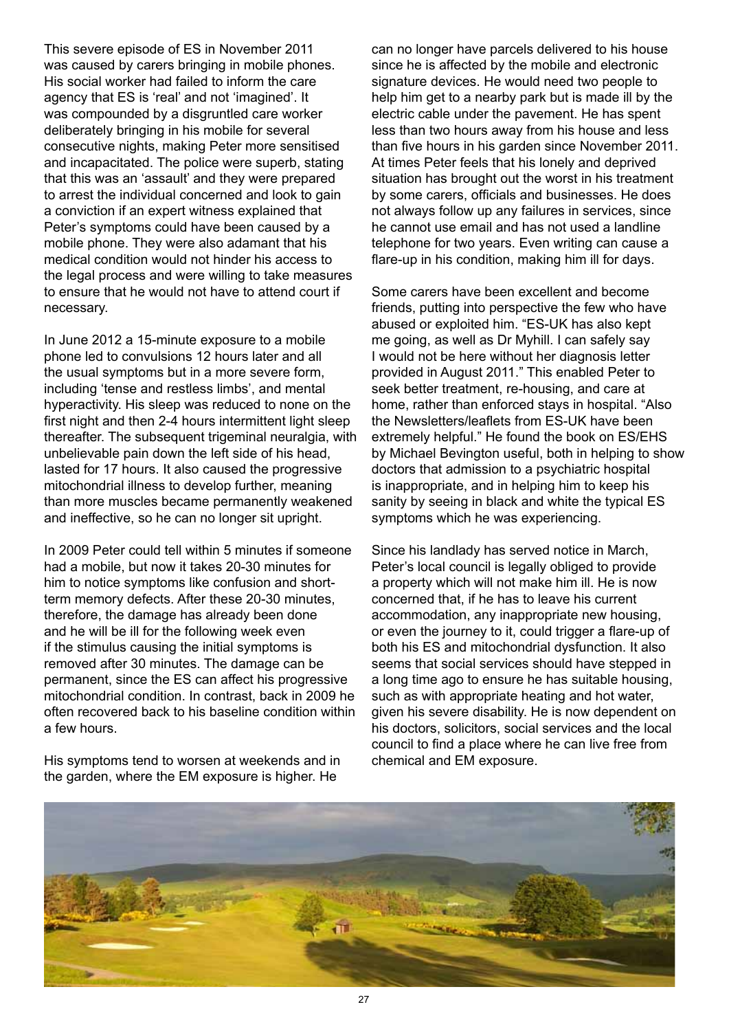This severe episode of ES in November 2011 was caused by carers bringing in mobile phones. His social worker had failed to inform the care agency that ES is 'real' and not 'imagined'. It was compounded by a disgruntled care worker deliberately bringing in his mobile for several consecutive nights, making Peter more sensitised and incapacitated. The police were superb, stating that this was an 'assault' and they were prepared to arrest the individual concerned and look to gain a conviction if an expert witness explained that Peter's symptoms could have been caused by a mobile phone. They were also adamant that his medical condition would not hinder his access to the legal process and were willing to take measures to ensure that he would not have to attend court if necessary.

In June 2012 a 15-minute exposure to a mobile phone led to convulsions 12 hours later and all the usual symptoms but in a more severe form, including 'tense and restless limbs', and mental hyperactivity. His sleep was reduced to none on the first night and then 2-4 hours intermittent light sleep thereafter. The subsequent trigeminal neuralgia, with unbelievable pain down the left side of his head, lasted for 17 hours. It also caused the progressive mitochondrial illness to develop further, meaning than more muscles became permanently weakened and ineffective, so he can no longer sit upright.

In 2009 Peter could tell within 5 minutes if someone had a mobile, but now it takes 20-30 minutes for him to notice symptoms like confusion and short-term memory defects. After these 20-30 minutes, therefore, the damage has already been done and he will be ill for the following week even if the stimulus causing the initial symptoms is removed after 30 minutes. The damage can be permanent, since the ES can affect his progressive mitochondrial condition. In contrast, back in 2009 he often recovered back to his baseline condition within a few hours.

His symptoms tend to worsen at weekends and in the garden, where the EM exposure is higher. He can no longer have parcels delivered to his house since he is affected by the mobile and electronic signature devices. He would need two people to help him get to a nearby park but is made ill by the electric cable under the pavement. He has spent less than two hours away from his house and less than five hours in his garden since November 2011. At times Peter feels that his lonely and deprived situation has brought out the worst in his treatment by some carers, officials and businesses. He does not always follow up any failures in services, since he cannot use email and has not used a landline telephone for two years. Even writing can cause a flare-up in his condition, making him ill for days.

Some carers have been excellent and become friends, putting into perspective the few who have abused or exploited him. "ES-UK has also kept me going, as well as Dr Myhill. I can safely say I would not be here without her diagnosis letter provided in August 2011." This enabled Peter to seek better treatment, re-housing, and care at home, rather than enforced stays in hospital. "Also the Newsletters/leaflets from ES-UK have been extremely helpful." He found the book on ES/EHS by Michael Bevington useful, both in helping to show doctors that admission to a psychiatric hospital is inappropriate, and in helping him to keep his sanity by seeing in black and white the typical ES symptoms which he was experiencing.

Since his landlady has served notice in March, Peter's local council is legally obliged to provide a property which will not make him ill. He is now concerned that, if he has to leave his current accommodation, any inappropriate new housing, or even the journey to it, could trigger a flare-up of both his ES and mitochondrial dysfunction. It also seems that social services should have stepped in a long time ago to ensure he has suitable housing, such as with appropriate heating and hot water, given his severe disability. He is now dependent on his doctors, solicitors, social services and the local council to find a place where he can live free from chemical and EM exposure.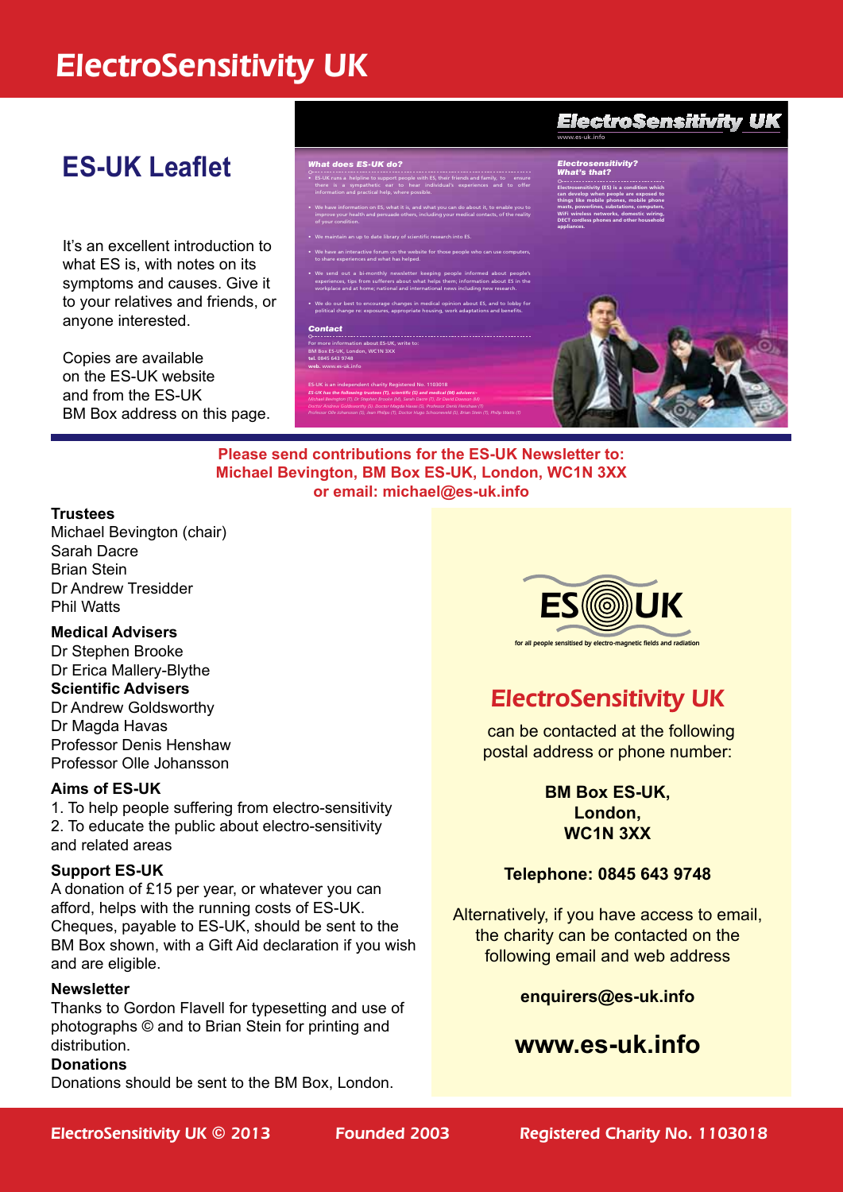# ElectroSensitivity UK

## ES-UK Leaflet

It's an excellent introduction to what ES is, with notes on its symptoms and causes. Give it to your relatives and friends, or anyone interested.

Copies are available on the ES-UK website and from the ES-UK BM Box address on this page.

**ElectroSensitivity UK**
www.es-uk.info

***What does ES-UK do?***

- ES-UK runs a helpline to support people with ES, their friends and family, to ensure there is a sympathetic ear to hear individual's experiences and to offer information and practical help, where possible.
- We have information on ES, what it is, and what you can do about it, to enable you to improve your health and persuade others, including your medical contacts, of the reality of your condition.
- We maintain an up to date library of scientific research into ES.
- We have an interactive forum on the website for those people who can use computers, to share experiences and what has helped.
- We send out a bi-monthly newsletter keeping people informed about people's experiences, tips from sufferers about what helps them; information about ES in the workplace and at home; national and international news including new research.
- We do our best to encourage changes in medical opinion about ES, and to lobby for political change re: exposures, appropriate housing, work adaptations and benefits.

***Contact***

For more information about ES-UK, write to:
BM Box ES-UK, London, WC1N 3XX
tel. 0845 643 9748
web. www.es-uk.info

ES-UK is an independent charity Registered No. 1103018

*ES-UK has the following trustees (T), scientific (S) and medical (M) advisers:-*
*Michael Bevington (T), Dr Stephen Brooke (M), Sarah Dacre (T), Dr David Dowson (M)*
*Doctor Andrew Goldsworthy (S), Doctor Magda Havas (S), Professor Denis Henshaw (T)*
*Professor Olle Johansson (S), Jean Philips (T), Doctor Hugo Schooneveld (S), Brian Stein (T), Philip Watts (T)*

***Electrosensitivity? What's that?***

**Electrosensitivity (ES) is a condition which can develop when people are exposed to things like mobile phones, mobile phone masts, powerlines, substations, computers, WiFi wireless networks, domestic wiring, DECT cordless phones and other household appliances.**

**Please send contributions for the ES-UK Newsletter to:**
**Michael Bevington, BM Box ES-UK, London, WC1N 3XX**
**or email: michael@es-uk.info**

**Trustees**
Michael Bevington (chair)
Sarah Dacre
Brian Stein
Dr Andrew Tresidder
Phil Watts

**Medical Advisers**
Dr Stephen Brooke
Dr Erica Mallery-Blythe

**Scientific Advisers**
Dr Andrew Goldsworthy
Dr Magda Havas
Professor Denis Henshaw
Professor Olle Johansson

**Aims of ES-UK**
1. To help people suffering from electro-sensitivity
2. To educate the public about electro-sensitivity and related areas

**Support ES-UK**
A donation of £15 per year, or whatever you can afford, helps with the running costs of ES-UK. Cheques, payable to ES-UK, should be sent to the BM Box shown, with a Gift Aid declaration if you wish and are eligible.

**Newsletter**
Thanks to Gordon Flavell for typesetting and use of photographs © and to Brian Stein for printing and distribution.

**Donations**
Donations should be sent to the BM Box, London.

ES UK
for all people sensitised by electro-magnetic fields and radiation

## ElectroSensitivity UK

can be contacted at the following postal address or phone number:

**BM Box ES-UK,**
**London,**
**WC1N 3XX**

**Telephone: 0845 643 9748**

Alternatively, if you have access to email, the charity can be contacted on the following email and web address

**enquirers@es-uk.info**

**www.es-uk.info**

*ElectroSensitivity UK © 2013* *Founded 2003* *Registered Charity No. 1103018*